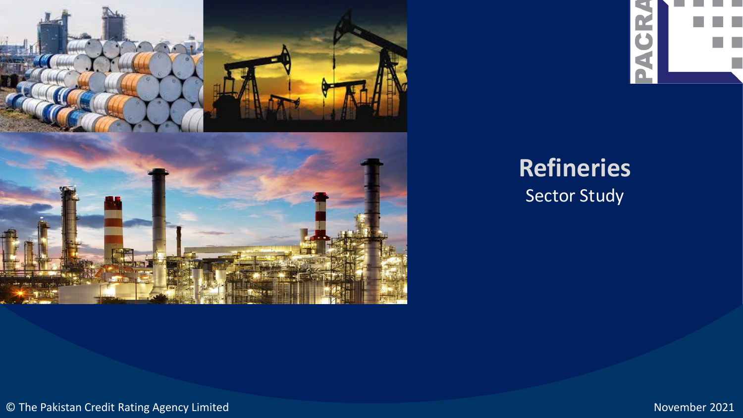# Refineries

Sector Study

© The Pakistan Credit Rating Agency Limited

November 2021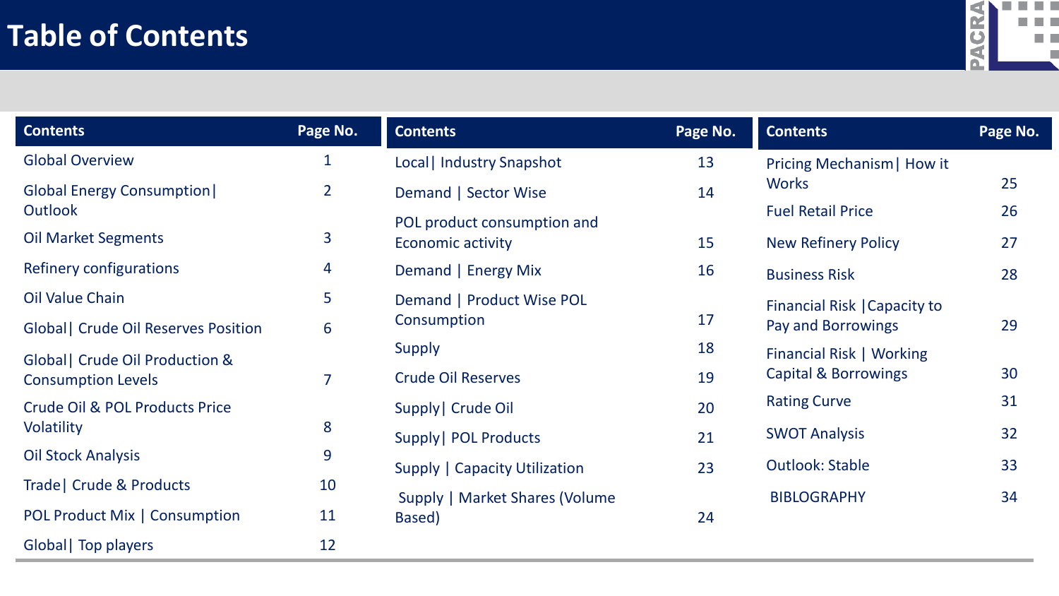# Table of Contents

| Contents | Page No. |
|---|---|
| Global Overview | 1 |
| Global Energy Consumption\| Outlook | 2 |
| Oil Market Segments | 3 |
| Refinery configurations | 4 |
| Oil Value Chain | 5 |
| Global\| Crude Oil Reserves Position | 6 |
| Global\| Crude Oil Production & Consumption Levels | 7 |
| Crude Oil & POL Products Price Volatility | 8 |
| Oil Stock Analysis | 9 |
| Trade\| Crude & Products | 10 |
| POL Product Mix \| Consumption | 11 |
| Global\| Top players | 12 |

| Contents | Page No. |
|---|---|
| Local\| Industry Snapshot | 13 |
| Demand \| Sector Wise | 14 |
| POL product consumption and Economic activity | 15 |
| Demand \| Energy Mix | 16 |
| Demand \| Product Wise POL Consumption | 17 |
| Supply | 18 |
| Crude Oil Reserves | 19 |
| Supply\| Crude Oil | 20 |
| Supply\| POL Products | 21 |
| Supply \| Capacity Utilization | 23 |
| Supply \| Market Shares (Volume Based) | 24 |

| Contents | Page No. |
|---|---|
| Pricing Mechanism\| How it Works | 25 |
| Fuel Retail Price | 26 |
| New Refinery Policy | 27 |
| Business Risk | 28 |
| Financial Risk \|Capacity to Pay and Borrowings | 29 |
| Financial Risk \| Working Capital & Borrowings | 30 |
| Rating Curve | 31 |
| SWOT Analysis | 32 |
| Outlook: Stable | 33 |
| BIBLOGRAPHY | 34 |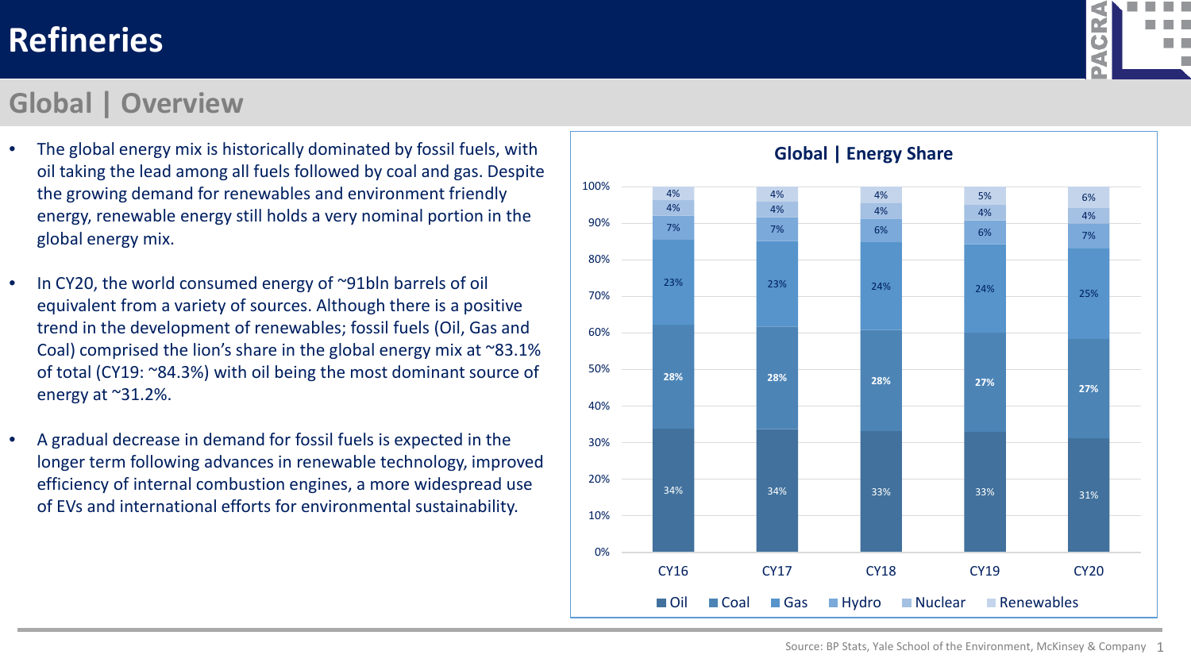# Refineries

## Global | Overview

- The global energy mix is historically dominated by fossil fuels, with oil taking the lead among all fuels followed by coal and gas. Despite the growing demand for renewables and environment friendly energy, renewable energy still holds a very nominal portion in the global energy mix.
- In CY20, the world consumed energy of ~91bln barrels of oil equivalent from a variety of sources. Although there is a positive trend in the development of renewables; fossil fuels (Oil, Gas and Coal) comprised the lion's share in the global energy mix at ~83.1% of total (CY19: ~84.3%) with oil being the most dominant source of energy at ~31.2%.
- A gradual decrease in demand for fossil fuels is expected in the longer term following advances in renewable technology, improved efficiency of internal combustion engines, a more widespread use of EVs and international efforts for environmental sustainability.

### Global | Energy Share

| | CY16 | CY17 | CY18 | CY19 | CY20 |
|---|---|---|---|---|---|
| Oil | 34% | 34% | 33% | 33% | 31% |
| Coal | 28% | 28% | 28% | 27% | 27% |
| Gas | 23% | 23% | 24% | 24% | 25% |
| Hydro | 7% | 7% | 6% | 6% | 7% |
| Nuclear | 4% | 4% | 4% | 4% | 4% |
| Renewables | 4% | 4% | 4% | 5% | 6% |

Source: BP Stats, Yale School of the Environment, McKinsey & Company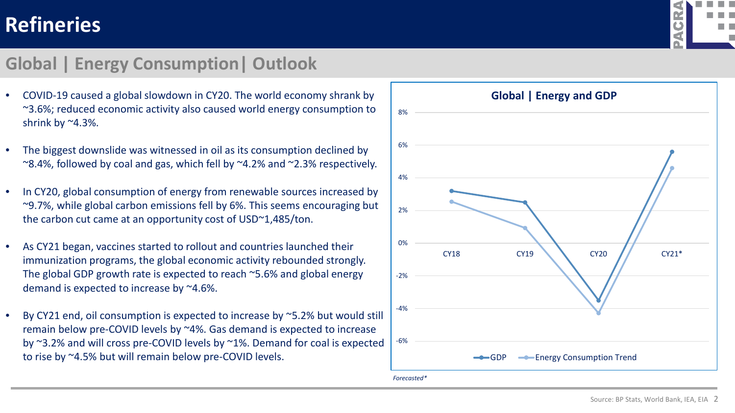# Refineries

## Global | Energy Consumption| Outlook

- COVID-19 caused a global slowdown in CY20. The world economy shrank by ~3.6%; reduced economic activity also caused world energy consumption to shrink by ~4.3%.
- The biggest downslide was witnessed in oil as its consumption declined by ~8.4%, followed by coal and gas, which fell by ~4.2% and ~2.3% respectively.
- In CY20, global consumption of energy from renewable sources increased by ~9.7%, while global carbon emissions fell by 6%. This seems encouraging but the carbon cut came at an opportunity cost of USD~1,485/ton.
- As CY21 began, vaccines started to rollout and countries launched their immunization programs, the global economic activity rebounded strongly. The global GDP growth rate is expected to reach ~5.6% and global energy demand is expected to increase by ~4.6%.
- By CY21 end, oil consumption is expected to increase by ~5.2% but would still remain below pre-COVID levels by ~4%. Gas demand is expected to increase by ~3.2% and will cross pre-COVID levels by ~1%. Demand for coal is expected to rise by ~4.5% but will remain below pre-COVID levels.

**Global | Energy and GDP**

*Forecasted**

Source: BP Stats, World Bank, IEA, EIA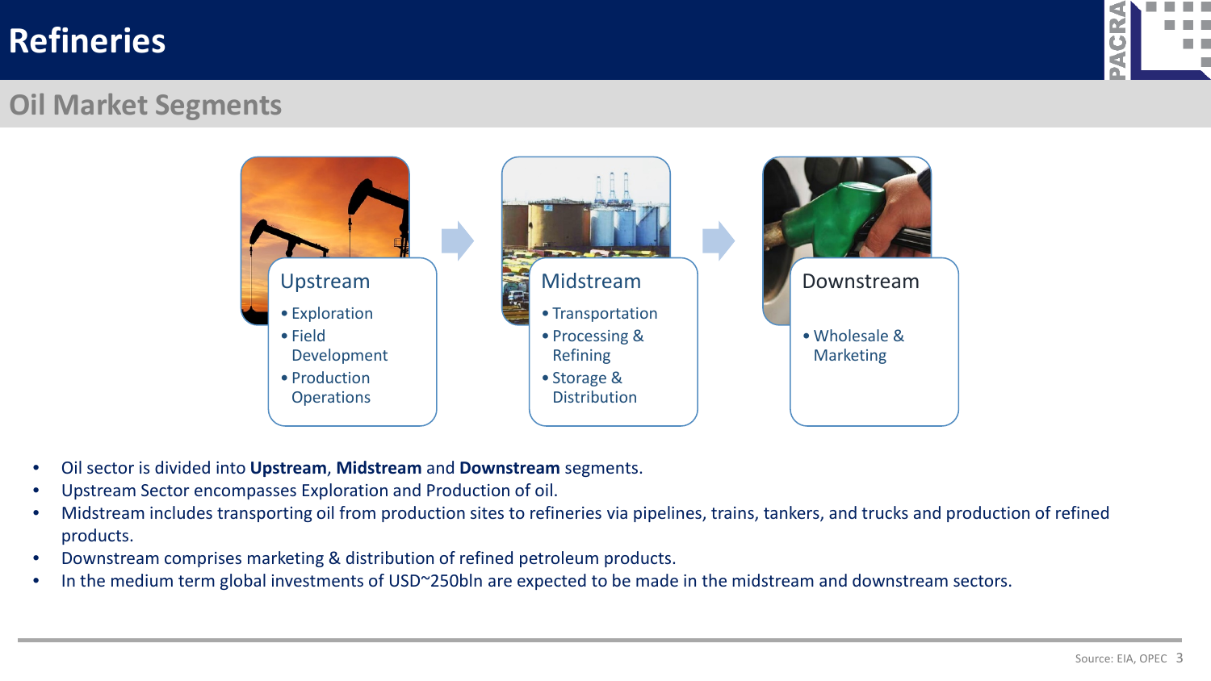# Refineries

## Oil Market Segments

**Upstream**
- Exploration
- Field Development
- Production Operations

**Midstream**
- Transportation
- Processing & Refining
- Storage & Distribution

**Downstream**
- Wholesale & Marketing

- Oil sector is divided into **Upstream**, **Midstream** and **Downstream** segments.
- Upstream Sector encompasses Exploration and Production of oil.
- Midstream includes transporting oil from production sites to refineries via pipelines, trains, tankers, and trucks and production of refined products.
- Downstream comprises marketing & distribution of refined petroleum products.
- In the medium term global investments of USD~250bln are expected to be made in the midstream and downstream sectors.

Source: EIA, OPEC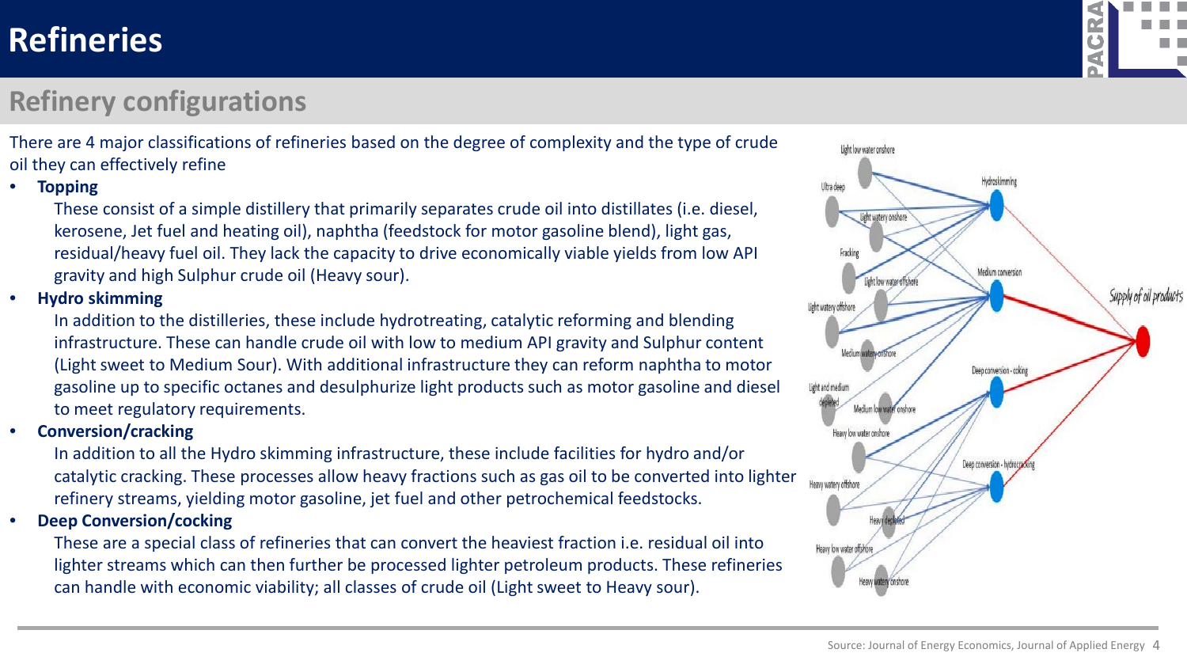# Refineries

## Refinery configurations

There are 4 major classifications of refineries based on the degree of complexity and the type of crude oil they can effectively refine

- **Topping**

  These consist of a simple distillery that primarily separates crude oil into distillates (i.e. diesel, kerosene, Jet fuel and heating oil), naphtha (feedstock for motor gasoline blend), light gas, residual/heavy fuel oil. They lack the capacity to drive economically viable yields from low API gravity and high Sulphur crude oil (Heavy sour).

- **Hydro skimming**

  In addition to the distilleries, these include hydrotreating, catalytic reforming and blending infrastructure. These can handle crude oil with low to medium API gravity and Sulphur content (Light sweet to Medium Sour). With additional infrastructure they can reform naphtha to motor gasoline up to specific octanes and desulphurize light products such as motor gasoline and diesel to meet regulatory requirements.

- **Conversion/cracking**

  In addition to all the Hydro skimming infrastructure, these include facilities for hydro and/or catalytic cracking. These processes allow heavy fractions such as gas oil to be converted into lighter refinery streams, yielding motor gasoline, jet fuel and other petrochemical feedstocks.

- **Deep Conversion/cocking**

  These are a special class of refineries that can convert the heaviest fraction i.e. residual oil into lighter streams which can then further be processed lighter petroleum products. These refineries can handle with economic viability; all classes of crude oil (Light sweet to Heavy sour).

Source: Journal of Energy Economics, Journal of Applied Energy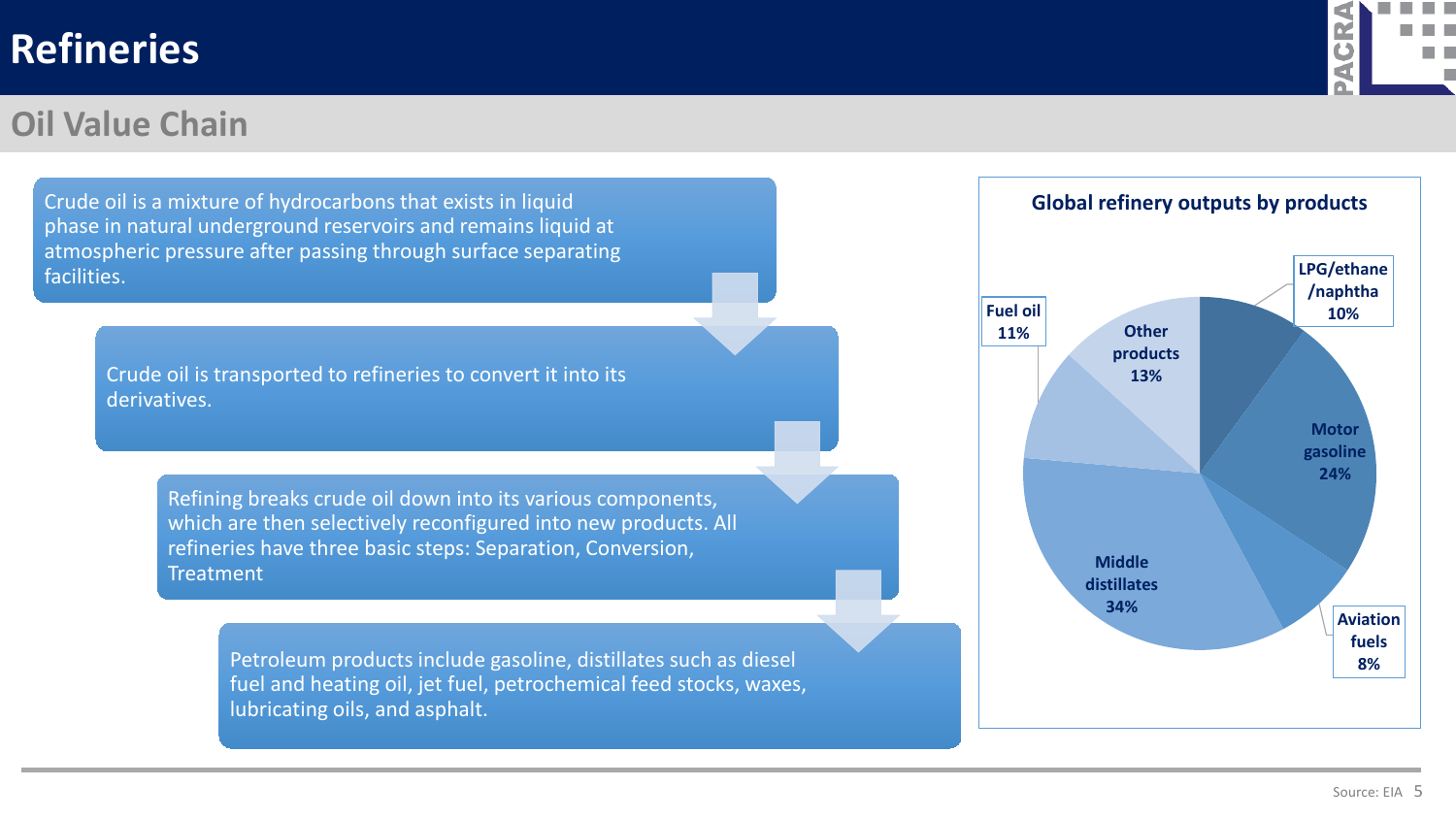# Refineries

## Oil Value Chain

Crude oil is a mixture of hydrocarbons that exists in liquid phase in natural underground reservoirs and remains liquid at atmospheric pressure after passing through surface separating facilities.

Crude oil is transported to refineries to convert it into its derivatives.

Refining breaks crude oil down into its various components, which are then selectively reconfigured into new products. All refineries have three basic steps: Separation, Conversion, Treatment

Petroleum products include gasoline, distillates such as diesel fuel and heating oil, jet fuel, petrochemical feed stocks, waxes, lubricating oils, and asphalt.

**Global refinery outputs by products**

| Product | Share |
|---|---|
| LPG/ethane/naphtha | 10% |
| Motor gasoline | 24% |
| Aviation fuels | 8% |
| Middle distillates | 34% |
| Fuel oil | 11% |
| Other products | 13% |

Source: EIA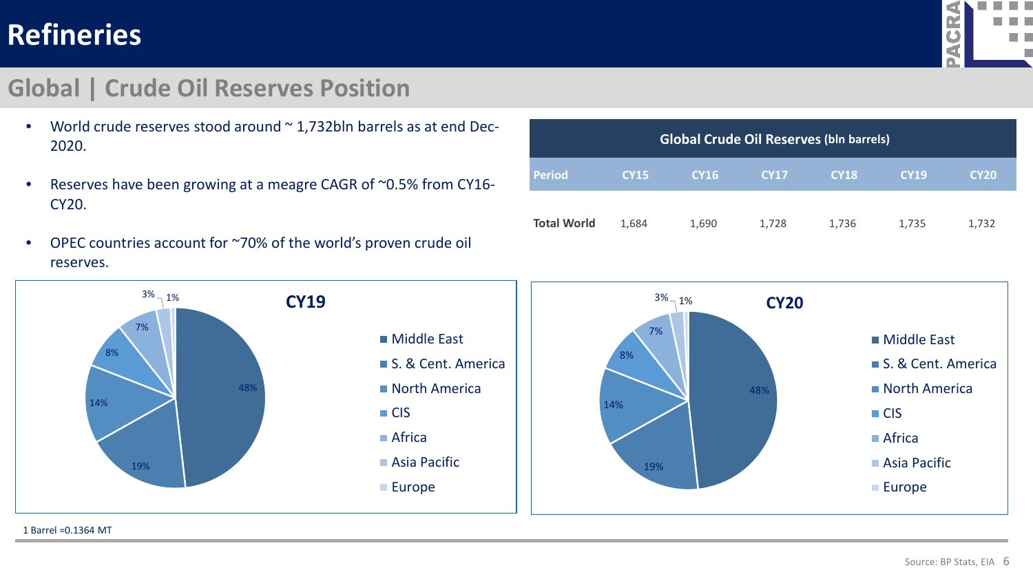# Refineries

## Global | Crude Oil Reserves Position

- World crude reserves stood around ~ 1,732bln barrels as at end Dec-2020.
- Reserves have been growing at a meagre CAGR of ~0.5% from CY16-CY20.
- OPEC countries account for ~70% of the world's proven crude oil reserves.

**Global Crude Oil Reserves** (bln barrels)

| Period | CY15 | CY16 | CY17 | CY18 | CY19 | CY20 |
|---|---|---|---|---|---|---|
| **Total World** | 1,684 | 1,690 | 1,728 | 1,736 | 1,735 | 1,732 |

**CY19**

| Region | Share |
|---|---|
| Middle East | 48% |
| S. & Cent. America | 19% |
| North America | 14% |
| CIS | 8% |
| Africa | 7% |
| Asia Pacific | 3% |
| Europe | 1% |

**CY20**

| Region | Share |
|---|---|
| Middle East | 48% |
| S. & Cent. America | 19% |
| North America | 14% |
| CIS | 8% |
| Africa | 7% |
| Asia Pacific | 3% |
| Europe | 1% |

1 Barrel =0.1364 MT

Source: BP Stats, EIA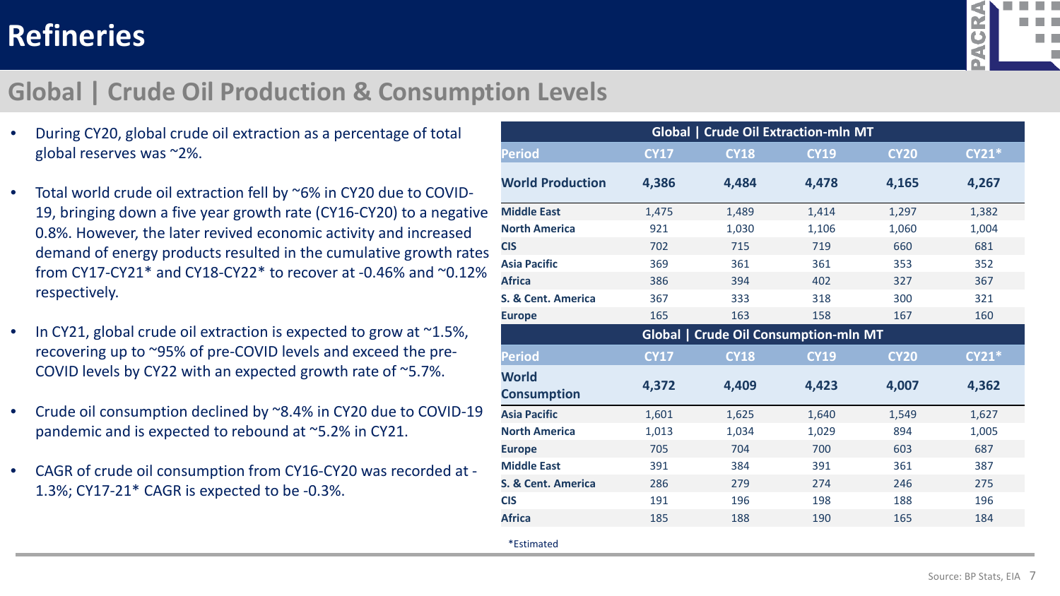# Refineries

## Global | Crude Oil Production & Consumption Levels

- During CY20, global crude oil extraction as a percentage of total global reserves was ~2%.
- Total world crude oil extraction fell by ~6% in CY20 due to COVID-19, bringing down a five year growth rate (CY16-CY20) to a negative 0.8%. However, the later revived economic activity and increased demand of energy products resulted in the cumulative growth rates from CY17-CY21* and CY18-CY22* to recover at -0.46% and ~0.12% respectively.
- In CY21, global crude oil extraction is expected to grow at ~1.5%, recovering up to ~95% of pre-COVID levels and exceed the pre-COVID levels by CY22 with an expected growth rate of ~5.7%.
- Crude oil consumption declined by ~8.4% in CY20 due to COVID-19 pandemic and is expected to rebound at ~5.2% in CY21.
- CAGR of crude oil consumption from CY16-CY20 was recorded at -1.3%; CY17-21* CAGR is expected to be -0.3%.

**Global | Crude Oil Extraction-mln MT**

| Period | CY17 | CY18 | CY19 | CY20 | CY21* |
|---|---|---|---|---|---|
| **World Production** | **4,386** | **4,484** | **4,478** | **4,165** | **4,267** |
| Middle East | 1,475 | 1,489 | 1,414 | 1,297 | 1,382 |
| North America | 921 | 1,030 | 1,106 | 1,060 | 1,004 |
| CIS | 702 | 715 | 719 | 660 | 681 |
| Asia Pacific | 369 | 361 | 361 | 353 | 352 |
| Africa | 386 | 394 | 402 | 327 | 367 |
| S. & Cent. America | 367 | 333 | 318 | 300 | 321 |
| Europe | 165 | 163 | 158 | 167 | 160 |

**Global | Crude Oil Consumption-mln MT**

| Period | CY17 | CY18 | CY19 | CY20 | CY21* |
|---|---|---|---|---|---|
| **World Consumption** | **4,372** | **4,409** | **4,423** | **4,007** | **4,362** |
| Asia Pacific | 1,601 | 1,625 | 1,640 | 1,549 | 1,627 |
| North America | 1,013 | 1,034 | 1,029 | 894 | 1,005 |
| Europe | 705 | 704 | 700 | 603 | 687 |
| Middle East | 391 | 384 | 391 | 361 | 387 |
| S. & Cent. America | 286 | 279 | 274 | 246 | 275 |
| CIS | 191 | 196 | 198 | 188 | 196 |
| Africa | 185 | 188 | 190 | 165 | 184 |

*Estimated

Source: BP Stats, EIA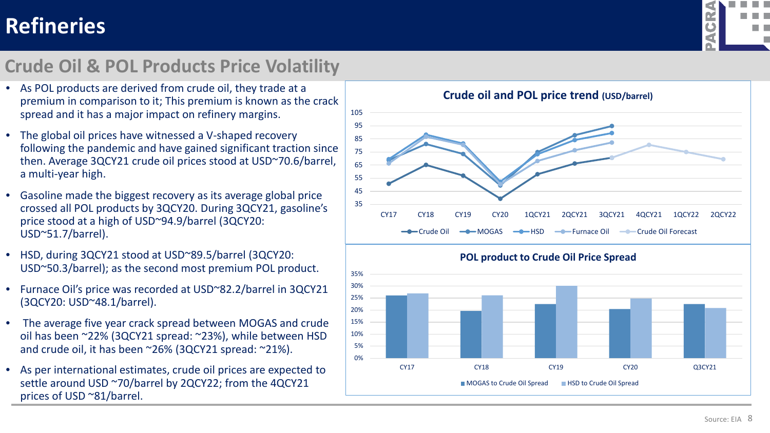# Refineries

## Crude Oil & POL Products Price Volatility

- As POL products are derived from crude oil, they trade at a premium in comparison to it; This premium is known as the crack spread and it has a major impact on refinery margins.
- The global oil prices have witnessed a V-shaped recovery following the pandemic and have gained significant traction since then. Average 3QCY21 crude oil prices stood at USD~70.6/barrel, a multi-year high.
- Gasoline made the biggest recovery as its average global price crossed all POL products by 3QCY20. During 3QCY21, gasoline's price stood at a high of USD~94.9/barrel (3QCY20: USD~51.7/barrel).
- HSD, during 3QCY21 stood at USD~89.5/barrel (3QCY20: USD~50.3/barrel); as the second most premium POL product.
- Furnace Oil's price was recorded at USD~82.2/barrel in 3QCY21 (3QCY20: USD~48.1/barrel).
- The average five year crack spread between MOGAS and crude oil has been ~22% (3QCY21 spread: ~23%), while between HSD and crude oil, it has been ~26% (3QCY21 spread: ~21%).
- As per international estimates, crude oil prices are expected to settle around USD ~70/barrel by 2QCY22; from the 4QCY21 prices of USD ~81/barrel.

**Crude oil and POL price trend (USD/barrel)**

Series: Crude Oil, MOGAS, HSD, Furnace Oil, Crude Oil Forecast — CY17, CY18, CY19, CY20, 1QCY21, 2QCY21, 3QCY21, 4QCY21, 1QCY22, 2QCY22

**POL product to Crude Oil Price Spread**

Series: MOGAS to Crude Oil Spread, HSD to Crude Oil Spread — CY17, CY18, CY19, CY20, Q3CY21

Source: EIA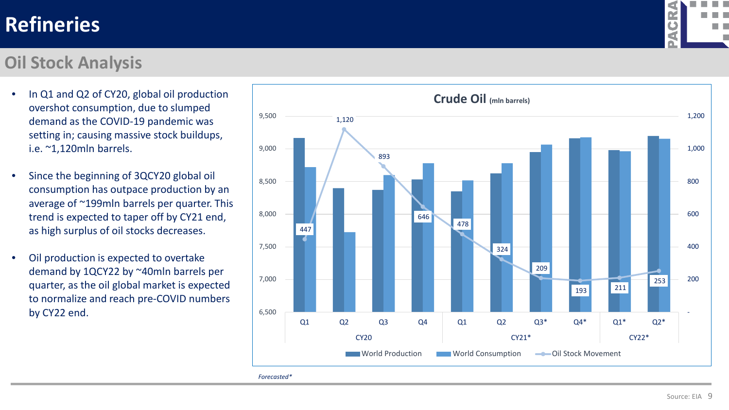# Refineries

## Oil Stock Analysis

- In Q1 and Q2 of CY20, global oil production overshot consumption, due to slumped demand as the COVID-19 pandemic was setting in; causing massive stock buildups, i.e. ~1,120mln barrels.
- Since the beginning of 3QCY20 global oil consumption has outpace production by an average of ~199mln barrels per quarter. This trend is expected to taper off by CY21 end, as high surplus of oil stocks decreases.
- Oil production is expected to overtake demand by 1QCY22 by ~40mln barrels per quarter, as the oil global market is expected to normalize and reach pre-COVID numbers by CY22 end.

**Crude Oil (mln barrels)**

| | CY20 Q1 | CY20 Q2 | CY20 Q3 | CY20 Q4 | CY21* Q1 | CY21* Q2 | CY21* Q3* | CY21* Q4* | CY22* Q1* | CY22* Q2* |
|---|---|---|---|---|---|---|---|---|---|---|
| Oil Stock Movement | 447 | 1,120 | 893 | 646 | 478 | 324 | 209 | 193 | 211 | 253 |

*Forecasted**

Source: EIA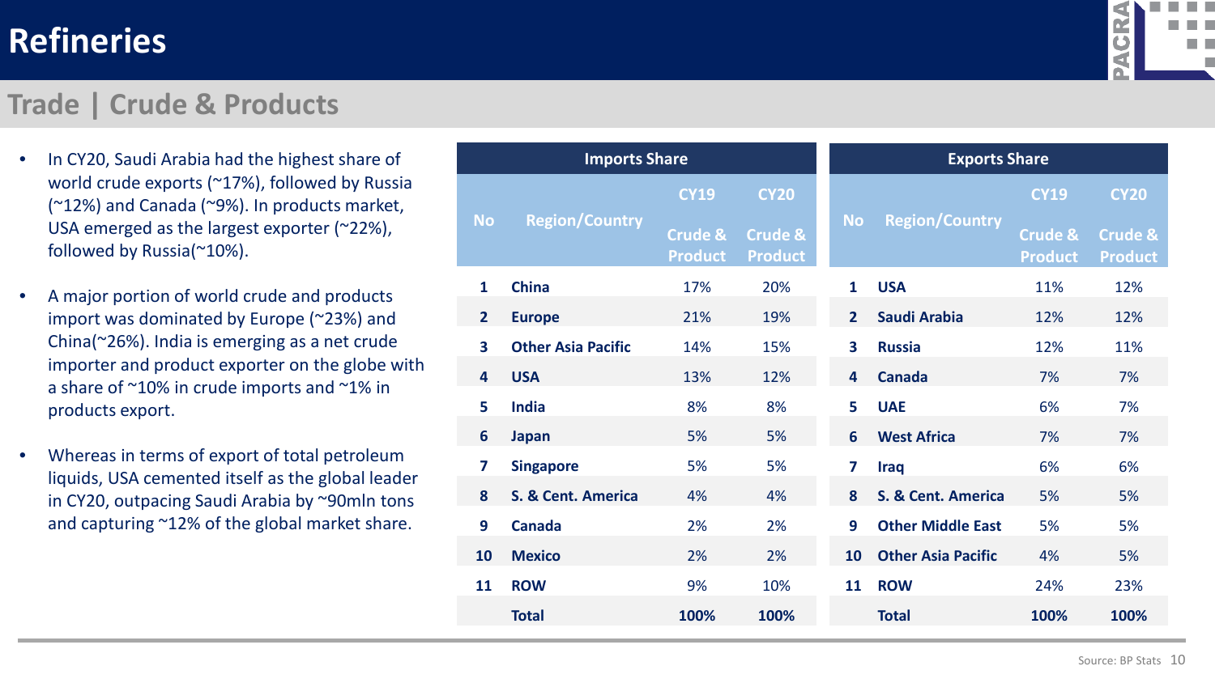# Refineries

## Trade | Crude & Products

- In CY20, Saudi Arabia had the highest share of world crude exports (~17%), followed by Russia (~12%) and Canada (~9%). In products market, USA emerged as the largest exporter (~22%), followed by Russia(~10%).
- A major portion of world crude and products import was dominated by Europe (~23%) and China(~26%). India is emerging as a net crude importer and product exporter on the globe with a share of ~10% in crude imports and ~1% in products export.
- Whereas in terms of export of total petroleum liquids, USA cemented itself as the global leader in CY20, outpacing Saudi Arabia by ~90mln tons and capturing ~12% of the global market share.

**Imports Share**

| No | Region/Country | CY19 Crude & Product | CY20 Crude & Product |
|---|---|---|---|
| 1 | China | 17% | 20% |
| 2 | Europe | 21% | 19% |
| 3 | Other Asia Pacific | 14% | 15% |
| 4 | USA | 13% | 12% |
| 5 | India | 8% | 8% |
| 6 | Japan | 5% | 5% |
| 7 | Singapore | 5% | 5% |
| 8 | S. & Cent. America | 4% | 4% |
| 9 | Canada | 2% | 2% |
| 10 | Mexico | 2% | 2% |
| 11 | ROW | 9% | 10% |
| | Total | 100% | 100% |

**Exports Share**

| No | Region/Country | CY19 Crude & Product | CY20 Crude & Product |
|---|---|---|---|
| 1 | USA | 11% | 12% |
| 2 | Saudi Arabia | 12% | 12% |
| 3 | Russia | 12% | 11% |
| 4 | Canada | 7% | 7% |
| 5 | UAE | 6% | 7% |
| 6 | West Africa | 7% | 7% |
| 7 | Iraq | 6% | 6% |
| 8 | S. & Cent. America | 5% | 5% |
| 9 | Other Middle East | 5% | 5% |
| 10 | Other Asia Pacific | 4% | 5% |
| 11 | ROW | 24% | 23% |
| | Total | 100% | 100% |

Source: BP Stats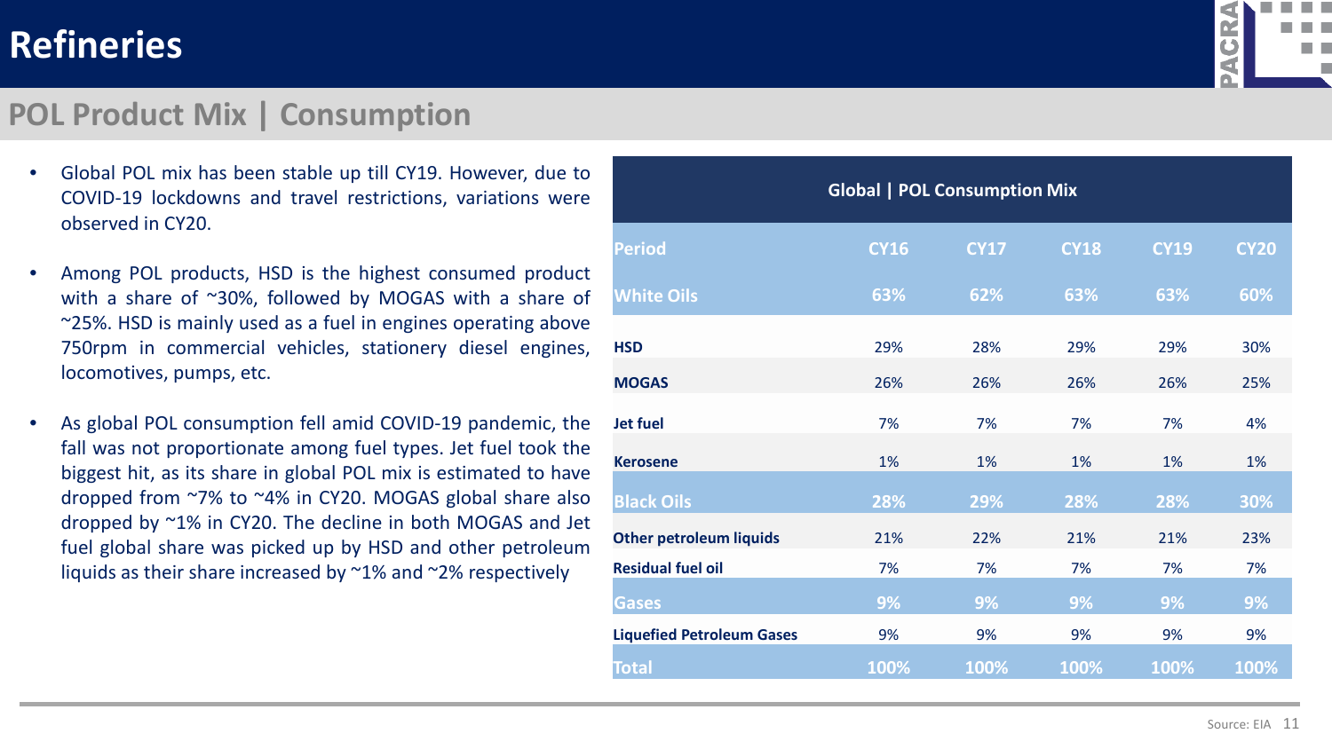# Refineries

## POL Product Mix | Consumption

- Global POL mix has been stable up till CY19. However, due to COVID-19 lockdowns and travel restrictions, variations were observed in CY20.
- Among POL products, HSD is the highest consumed product with a share of ~30%, followed by MOGAS with a share of ~25%. HSD is mainly used as a fuel in engines operating above 750rpm in commercial vehicles, stationery diesel engines, locomotives, pumps, etc.
- As global POL consumption fell amid COVID-19 pandemic, the fall was not proportionate among fuel types. Jet fuel took the biggest hit, as its share in global POL mix is estimated to have dropped from ~7% to ~4% in CY20. MOGAS global share also dropped by ~1% in CY20. The decline in both MOGAS and Jet fuel global share was picked up by HSD and other petroleum liquids as their share increased by ~1% and ~2% respectively

**Global | POL Consumption Mix**

| Period | CY16 | CY17 | CY18 | CY19 | CY20 |
|---|---|---|---|---|---|
| **White Oils** | **63%** | **62%** | **63%** | **63%** | **60%** |
| **HSD** | 29% | 28% | 29% | 29% | 30% |
| **MOGAS** | 26% | 26% | 26% | 26% | 25% |
| **Jet fuel** | 7% | 7% | 7% | 7% | 4% |
| **Kerosene** | 1% | 1% | 1% | 1% | 1% |
| **Black Oils** | **28%** | **29%** | **28%** | **28%** | **30%** |
| **Other petroleum liquids** | 21% | 22% | 21% | 21% | 23% |
| **Residual fuel oil** | 7% | 7% | 7% | 7% | 7% |
| **Gases** | **9%** | **9%** | **9%** | **9%** | **9%** |
| **Liquefied Petroleum Gases** | 9% | 9% | 9% | 9% | 9% |
| **Total** | **100%** | **100%** | **100%** | **100%** | **100%** |

Source: EIA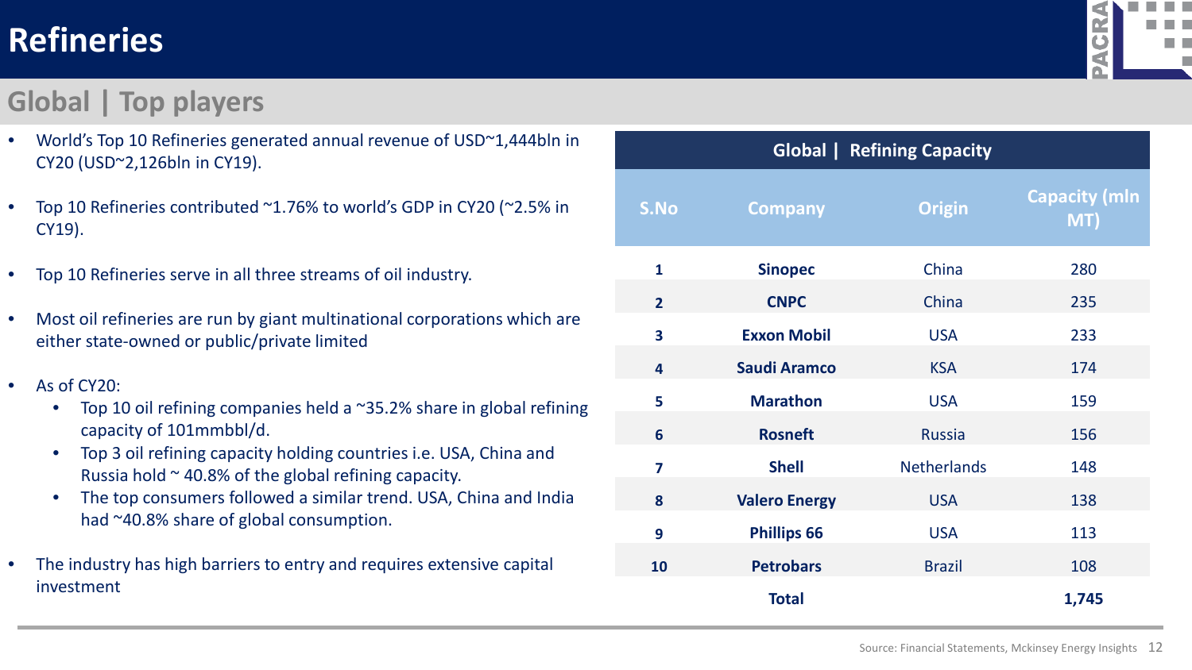# Refineries

## Global | Top players

- World's Top 10 Refineries generated annual revenue of USD~1,444bln in CY20 (USD~2,126bln in CY19).
- Top 10 Refineries contributed ~1.76% to world's GDP in CY20 (~2.5% in CY19).
- Top 10 Refineries serve in all three streams of oil industry.
- Most oil refineries are run by giant multinational corporations which are either state-owned or public/private limited
- As of CY20:
  - Top 10 oil refining companies held a ~35.2% share in global refining capacity of 101mmbbl/d.
  - Top 3 oil refining capacity holding countries i.e. USA, China and Russia hold ~ 40.8% of the global refining capacity.
  - The top consumers followed a similar trend. USA, China and India had ~40.8% share of global consumption.
- The industry has high barriers to entry and requires extensive capital investment

**Global | Refining Capacity**

| S.No | Company | Origin | Capacity (mln MT) |
|---|---|---|---|
| 1 | **Sinopec** | China | 280 |
| 2 | **CNPC** | China | 235 |
| 3 | **Exxon Mobil** | USA | 233 |
| 4 | **Saudi Aramco** | KSA | 174 |
| 5 | **Marathon** | USA | 159 |
| 6 | **Rosneft** | Russia | 156 |
| 7 | **Shell** | Netherlands | 148 |
| 8 | **Valero Energy** | USA | 138 |
| 9 | **Phillips 66** | USA | 113 |
| 10 | **Petrobars** | Brazil | 108 |
| | **Total** | | **1,745** |

Source: Financial Statements, Mckinsey Energy Insights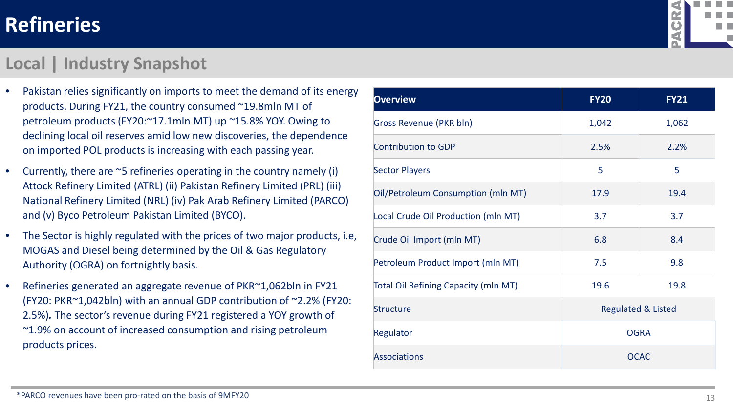# Refineries

## Local | Industry Snapshot

- Pakistan relies significantly on imports to meet the demand of its energy products. During FY21, the country consumed ~19.8mln MT of petroleum products (FY20:~17.1mln MT) up ~15.8% YOY. Owing to declining local oil reserves amid low new discoveries, the dependence on imported POL products is increasing with each passing year.
- Currently, there are ~5 refineries operating in the country namely (i) Attock Refinery Limited (ATRL) (ii) Pakistan Refinery Limited (PRL) (iii) National Refinery Limited (NRL) (iv) Pak Arab Refinery Limited (PARCO) and (v) Byco Petroleum Pakistan Limited (BYCO).
- The Sector is highly regulated with the prices of two major products, i.e, MOGAS and Diesel being determined by the Oil & Gas Regulatory Authority (OGRA) on fortnightly basis.
- Refineries generated an aggregate revenue of PKR~1,062bln in FY21 (FY20: PKR~1,042bln) with an annual GDP contribution of ~2.2% (FY20: 2.5%)**.** The sector's revenue during FY21 registered a YOY growth of ~1.9% on account of increased consumption and rising petroleum products prices.

| Overview | FY20 | FY21 |
|---|---|---|
| Gross Revenue (PKR bln) | 1,042 | 1,062 |
| Contribution to GDP | 2.5% | 2.2% |
| Sector Players | 5 | 5 |
| Oil/Petroleum Consumption (mln MT) | 17.9 | 19.4 |
| Local Crude Oil Production (mln MT) | 3.7 | 3.7 |
| Crude Oil Import (mln MT) | 6.8 | 8.4 |
| Petroleum Product Import (mln MT) | 7.5 | 9.8 |
| Total Oil Refining Capacity (mln MT) | 19.6 | 19.8 |
| Structure | Regulated & Listed | |
| Regulator | OGRA | |
| Associations | OCAC | |

*PARCO revenues have been pro-rated on the basis of 9MFY20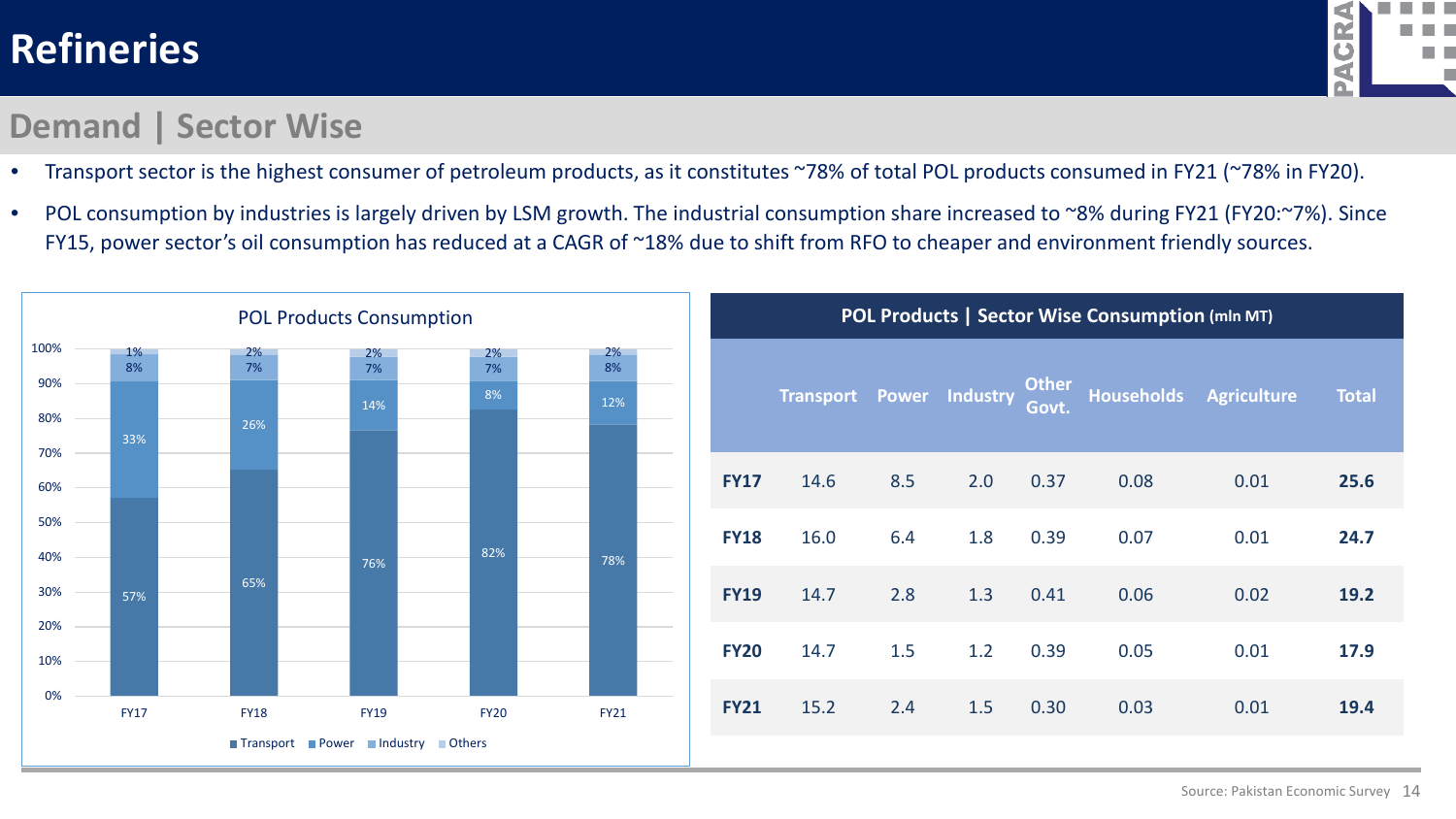# Refineries

## Demand | Sector Wise

- Transport sector is the highest consumer of petroleum products, as it constitutes ~78% of total POL products consumed in FY21 (~78% in FY20).
- POL consumption by industries is largely driven by LSM growth. The industrial consumption share increased to ~8% during FY21 (FY20:~7%). Since FY15, power sector's oil consumption has reduced at a CAGR of ~18% due to shift from RFO to cheaper and environment friendly sources.

**POL Products Consumption**

| | Transport | Power | Industry | Others |
|---|---|---|---|---|
| FY17 | 57% | 33% | 8% | 1% |
| FY18 | 65% | 26% | 7% | 2% |
| FY19 | 76% | 14% | 7% | 2% |
| FY20 | 82% | 8% | 7% | 2% |
| FY21 | 78% | 12% | 8% | 2% |

**POL Products | Sector Wise Consumption (mln MT)**

| | Transport | Power | Industry | Other Govt. | Households | Agriculture | Total |
|---|---|---|---|---|---|---|---|
| **FY17** | 14.6 | 8.5 | 2.0 | 0.37 | 0.08 | 0.01 | **25.6** |
| **FY18** | 16.0 | 6.4 | 1.8 | 0.39 | 0.07 | 0.01 | **24.7** |
| **FY19** | 14.7 | 2.8 | 1.3 | 0.41 | 0.06 | 0.02 | **19.2** |
| **FY20** | 14.7 | 1.5 | 1.2 | 0.39 | 0.05 | 0.01 | **17.9** |
| **FY21** | 15.2 | 2.4 | 1.5 | 0.30 | 0.03 | 0.01 | **19.4** |

Source: Pakistan Economic Survey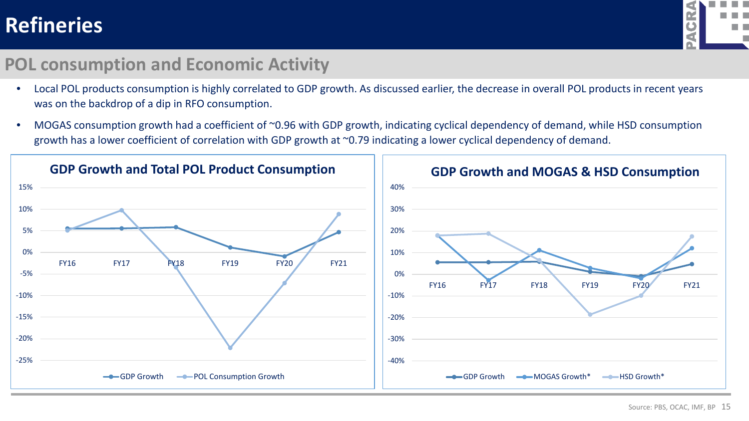# Refineries

## POL consumption and Economic Activity

- Local POL products consumption is highly correlated to GDP growth. As discussed earlier, the decrease in overall POL products in recent years was on the backdrop of a dip in RFO consumption.
- MOGAS consumption growth had a coefficient of ~0.96 with GDP growth, indicating cyclical dependency of demand, while HSD consumption growth has a lower coefficient of correlation with GDP growth at ~0.79 indicating a lower cyclical dependency of demand.

**GDP Growth and Total POL Product Consumption**

**GDP Growth and MOGAS & HSD Consumption**

Source: PBS, OCAC, IMF, BP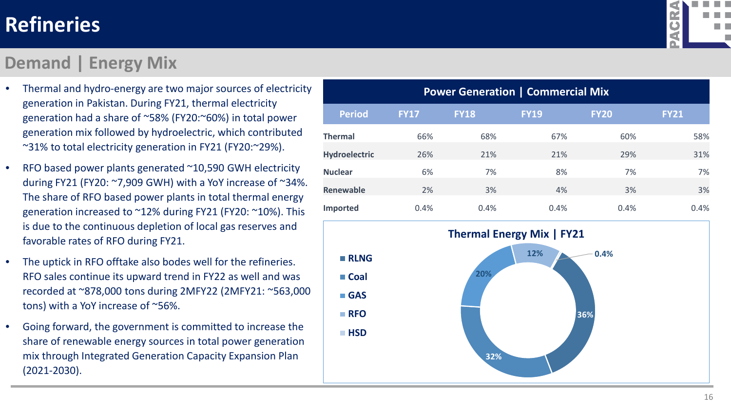# Refineries

## Demand | Energy Mix

- Thermal and hydro-energy are two major sources of electricity generation in Pakistan. During FY21, thermal electricity generation had a share of ~58% (FY20:~60%) in total power generation mix followed by hydroelectric, which contributed ~31% to total electricity generation in FY21 (FY20:~29%).
- RFO based power plants generated ~10,590 GWH electricity during FY21 (FY20: ~7,909 GWH) with a YoY increase of ~34%. The share of RFO based power plants in total thermal energy generation increased to ~12% during FY21 (FY20: ~10%). This is due to the continuous depletion of local gas reserves and favorable rates of RFO during FY21.
- The uptick in RFO offtake also bodes well for the refineries. RFO sales continue its upward trend in FY22 as well and was recorded at ~878,000 tons during 2MFY22 (2MFY21: ~563,000 tons) with a YoY increase of ~56%.
- Going forward, the government is committed to increase the share of renewable energy sources in total power generation mix through Integrated Generation Capacity Expansion Plan (2021-2030).

**Power Generation | Commercial Mix**

| Period | FY17 | FY18 | FY19 | FY20 | FY21 |
|---|---|---|---|---|---|
| Thermal | 66% | 68% | 67% | 60% | 58% |
| Hydroelectric | 26% | 21% | 21% | 29% | 31% |
| Nuclear | 6% | 7% | 8% | 7% | 7% |
| Renewable | 2% | 3% | 4% | 3% | 3% |
| Imported | 0.4% | 0.4% | 0.4% | 0.4% | 0.4% |

**Thermal Energy Mix | FY21**

- RLNG: 36%
- Coal: 32%
- GAS: 20%
- RFO: 12%
- HSD: 0.4%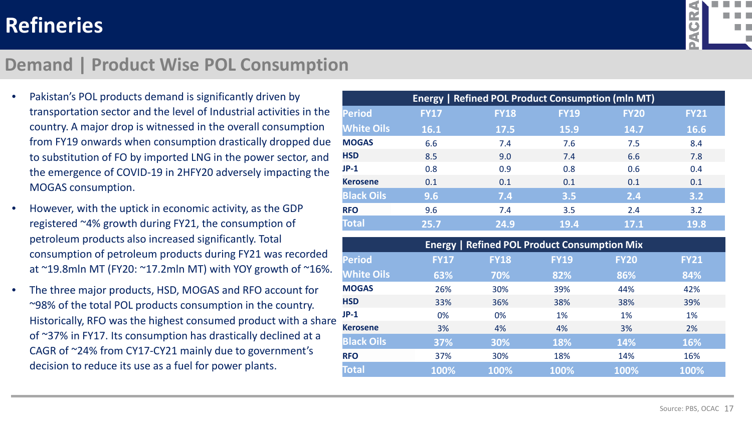# Refineries

## Demand | Product Wise POL Consumption

- Pakistan's POL products demand is significantly driven by transportation sector and the level of Industrial activities in the country. A major drop is witnessed in the overall consumption from FY19 onwards when consumption drastically dropped due to substitution of FO by imported LNG in the power sector, and the emergence of COVID-19 in 2HFY20 adversely impacting the MOGAS consumption.
- However, with the uptick in economic activity, as the GDP registered ~4% growth during FY21, the consumption of petroleum products also increased significantly. Total consumption of petroleum products during FY21 was recorded at ~19.8mln MT (FY20: ~17.2mln MT) with YOY growth of ~16%.
- The three major products, HSD, MOGAS and RFO account for ~98% of the total POL products consumption in the country. Historically, RFO was the highest consumed product with a share of ~37% in FY17. Its consumption has drastically declined at a CAGR of ~24% from CY17-CY21 mainly due to government's decision to reduce its use as a fuel for power plants.

**Energy | Refined POL Product Consumption (mln MT)**

| Period | FY17 | FY18 | FY19 | FY20 | FY21 |
|---|---|---|---|---|---|
| **White Oils** | **16.1** | **17.5** | **15.9** | **14.7** | **16.6** |
| MOGAS | 6.6 | 7.4 | 7.6 | 7.5 | 8.4 |
| HSD | 8.5 | 9.0 | 7.4 | 6.6 | 7.8 |
| JP-1 | 0.8 | 0.9 | 0.8 | 0.6 | 0.4 |
| Kerosene | 0.1 | 0.1 | 0.1 | 0.1 | 0.1 |
| **Black Oils** | **9.6** | **7.4** | **3.5** | **2.4** | **3.2** |
| RFO | 9.6 | 7.4 | 3.5 | 2.4 | 3.2 |
| **Total** | **25.7** | **24.9** | **19.4** | **17.1** | **19.8** |

**Energy | Refined POL Product Consumption Mix**

| Period | FY17 | FY18 | FY19 | FY20 | FY21 |
|---|---|---|---|---|---|
| **White Oils** | **63%** | **70%** | **82%** | **86%** | **84%** |
| MOGAS | 26% | 30% | 39% | 44% | 42% |
| HSD | 33% | 36% | 38% | 38% | 39% |
| JP-1 | 0% | 0% | 1% | 1% | 1% |
| Kerosene | 3% | 4% | 4% | 3% | 2% |
| **Black Oils** | **37%** | **30%** | **18%** | **14%** | **16%** |
| RFO | 37% | 30% | 18% | 14% | 16% |
| **Total** | **100%** | **100%** | **100%** | **100%** | **100%** |

Source: PBS, OCAC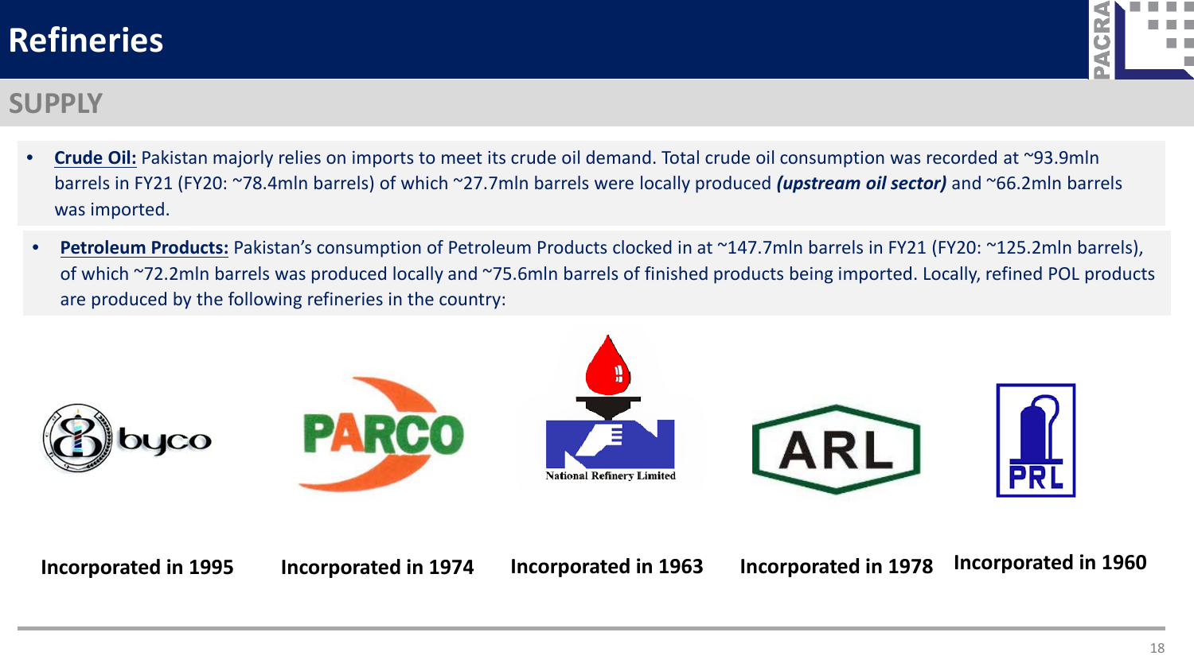# Refineries

## SUPPLY

- **Crude Oil:** Pakistan majorly relies on imports to meet its crude oil demand. Total crude oil consumption was recorded at ~93.9mln barrels in FY21 (FY20: ~78.4mln barrels) of which ~27.7mln barrels were locally produced ***(upstream oil sector)*** and ~66.2mln barrels was imported.

- **Petroleum Products:** Pakistan's consumption of Petroleum Products clocked in at ~147.7mln barrels in FY21 (FY20: ~125.2mln barrels), of which ~72.2mln barrels was produced locally and ~75.6mln barrels of finished products being imported. Locally, refined POL products are produced by the following refineries in the country:

| byco | PARCO | National Refinery Limited | ARL | PRL |
|---|---|---|---|---|
| **Incorporated in 1995** | **Incorporated in 1974** | **Incorporated in 1963** | **Incorporated in 1978** | **Incorporated in 1960** |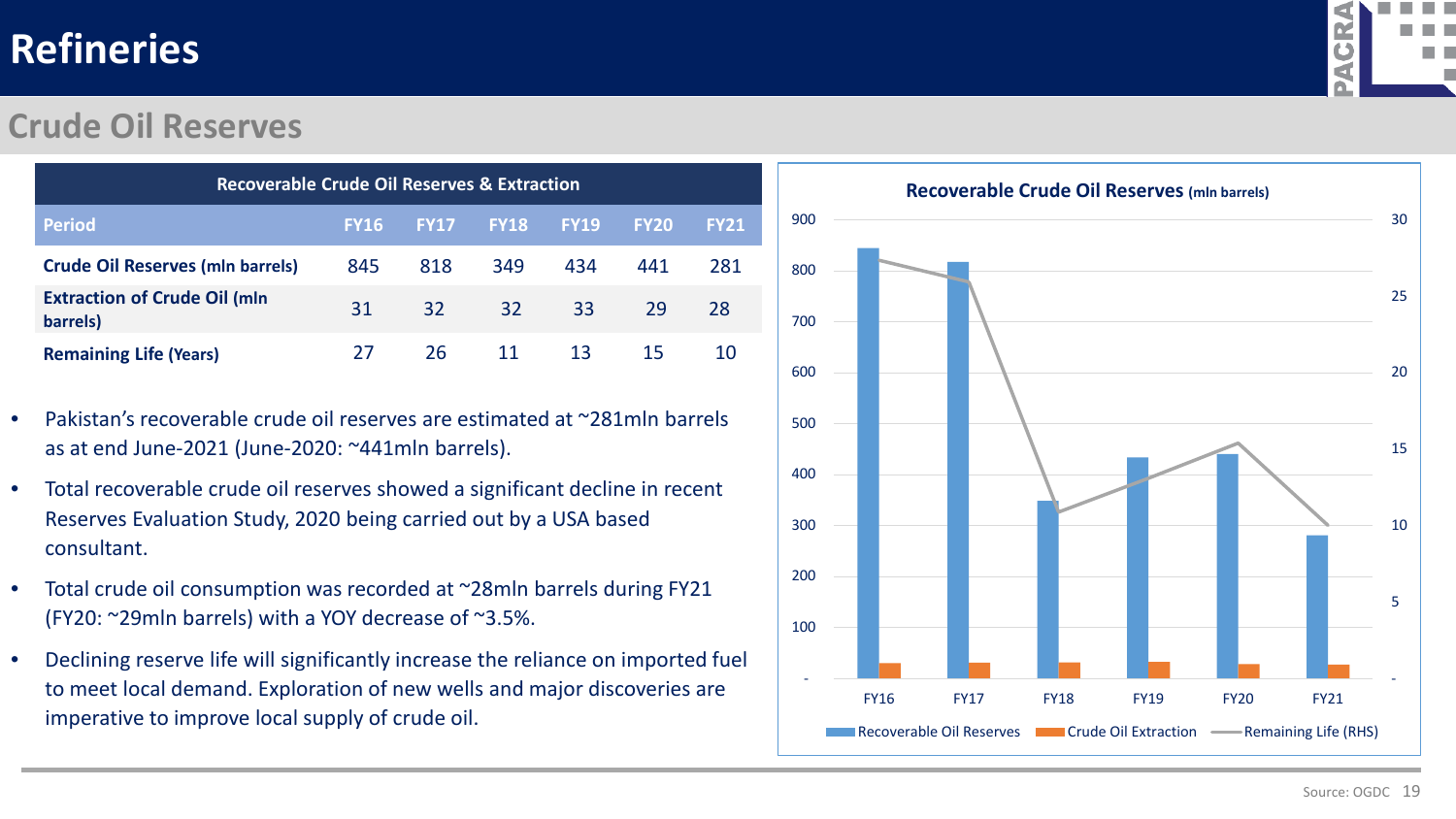# Refineries

## Crude Oil Reserves

| Recoverable Crude Oil Reserves & Extraction | | | | | | |
|---|---|---|---|---|---|---|
| **Period** | **FY16** | **FY17** | **FY18** | **FY19** | **FY20** | **FY21** |
| **Crude Oil Reserves (mln barrels)** | 845 | 818 | 349 | 434 | 441 | 281 |
| **Extraction of Crude Oil (mln barrels)** | 31 | 32 | 32 | 33 | 29 | 28 |
| **Remaining Life (Years)** | 27 | 26 | 11 | 13 | 15 | 10 |

- Pakistan's recoverable crude oil reserves are estimated at ~281mln barrels as at end June-2021 (June-2020: ~441mln barrels).
- Total recoverable crude oil reserves showed a significant decline in recent Reserves Evaluation Study, 2020 being carried out by a USA based consultant.
- Total crude oil consumption was recorded at ~28mln barrels during FY21 (FY20: ~29mln barrels) with a YOY decrease of ~3.5%.
- Declining reserve life will significantly increase the reliance on imported fuel to meet local demand. Exploration of new wells and major discoveries are imperative to improve local supply of crude oil.

**Recoverable Crude Oil Reserves (mln barrels)**

Legend: Recoverable Oil Reserves, Crude Oil Extraction, Remaining Life (RHS)

Source: OGDC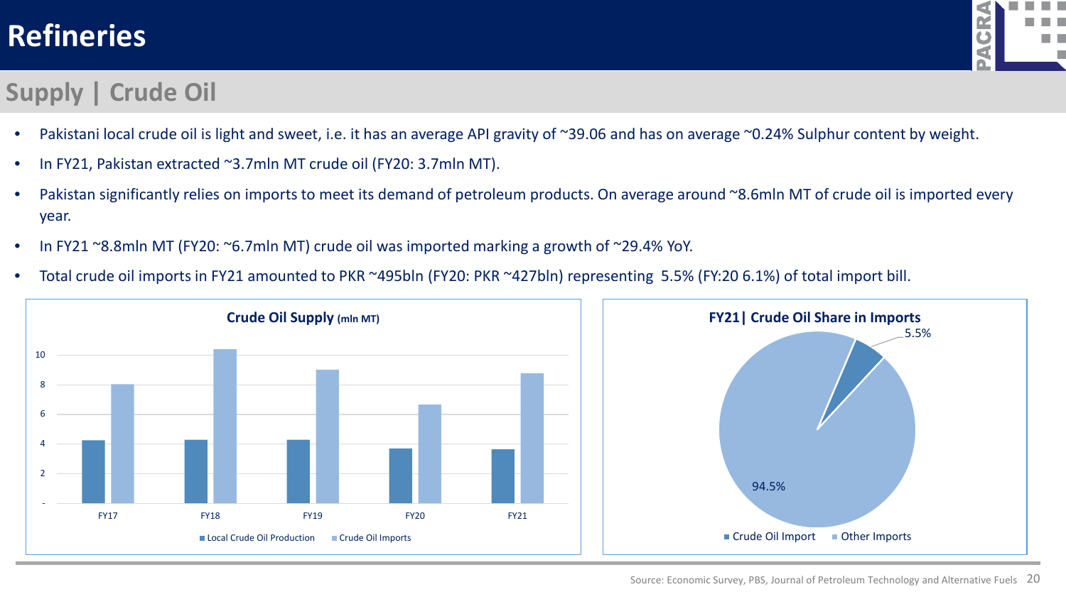# Refineries

## Supply | Crude Oil

- Pakistani local crude oil is light and sweet, i.e. it has an average API gravity of ~39.06 and has on average ~0.24% Sulphur content by weight.
- In FY21, Pakistan extracted ~3.7mln MT crude oil (FY20: 3.7mln MT).
- Pakistan significantly relies on imports to meet its demand of petroleum products. On average around ~8.6mln MT of crude oil is imported every year.
- In FY21 ~8.8mln MT (FY20: ~6.7mln MT) crude oil was imported marking a growth of ~29.4% YoY.
- Total crude oil imports in FY21 amounted to PKR ~495bln (FY20: PKR ~427bln) representing 5.5% (FY:20 6.1%) of total import bill.

**Crude Oil Supply (mln MT)**

Legend: Local Crude Oil Production, Crude Oil Imports

Categories: FY17, FY18, FY19, FY20, FY21

**FY21| Crude Oil Share in Imports**

| Category | Share |
| --- | --- |
| Crude Oil Import | 5.5% |
| Other Imports | 94.5% |

Source: Economic Survey, PBS, Journal of Petroleum Technology and Alternative Fuels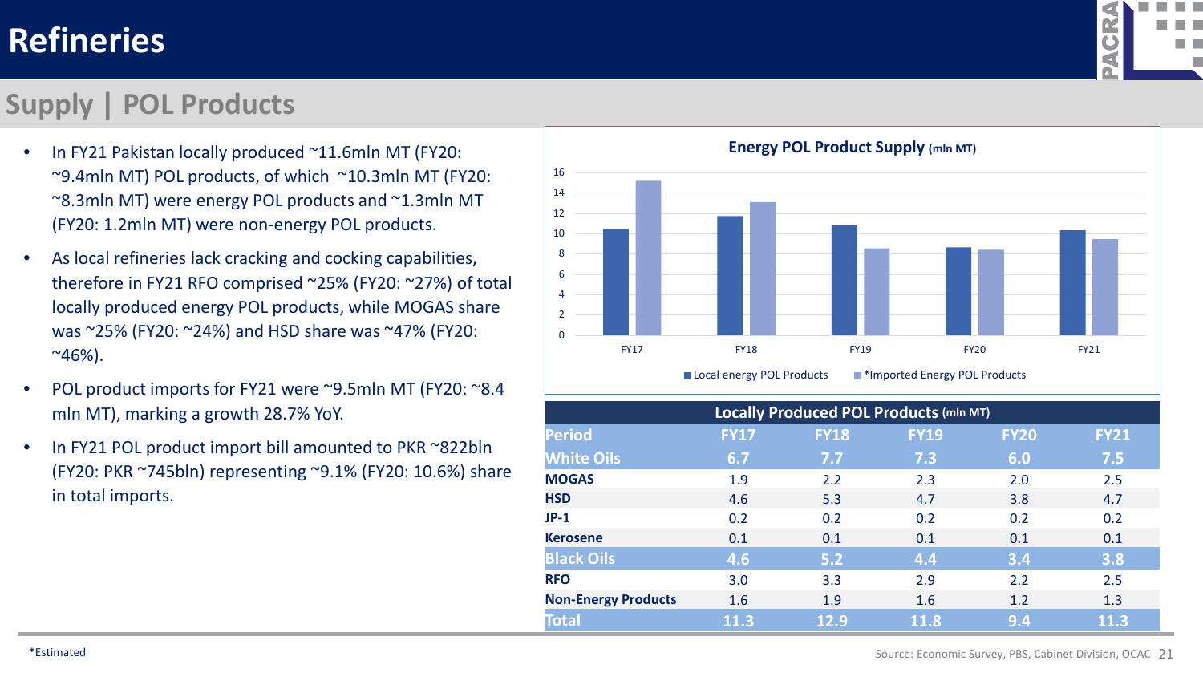# Refineries

## Supply | POL Products

- In FY21 Pakistan locally produced ~11.6mln MT (FY20: ~9.4mln MT) POL products, of which ~10.3mln MT (FY20: ~8.3mln MT) were energy POL products and ~1.3mln MT (FY20: 1.2mln MT) were non-energy POL products.
- As local refineries lack cracking and cocking capabilities, therefore in FY21 RFO comprised ~25% (FY20: ~27%) of total locally produced energy POL products, while MOGAS share was ~25% (FY20: ~24%) and HSD share was ~47% (FY20: ~46%).
- POL product imports for FY21 were ~9.5mln MT (FY20: ~8.4 mln MT), marking a growth 28.7% YoY.
- In FY21 POL product import bill amounted to PKR ~822bln (FY20: PKR ~745bln) representing ~9.1% (FY20: 10.6%) share in total imports.

**Energy POL Product Supply (mln MT)**

Legend: Local energy POL Products; *Imported Energy POL Products

Periods: FY17, FY18, FY19, FY20, FY21

**Locally Produced POL Products (mln MT)**

| Period | FY17 | FY18 | FY19 | FY20 | FY21 |
|---|---|---|---|---|---|
| **White Oils** | **6.7** | **7.7** | **7.3** | **6.0** | **7.5** |
| **MOGAS** | 1.9 | 2.2 | 2.3 | 2.0 | 2.5 |
| **HSD** | 4.6 | 5.3 | 4.7 | 3.8 | 4.7 |
| **JP-1** | 0.2 | 0.2 | 0.2 | 0.2 | 0.2 |
| **Kerosene** | 0.1 | 0.1 | 0.1 | 0.1 | 0.1 |
| **Black Oils** | **4.6** | **5.2** | **4.4** | **3.4** | **3.8** |
| **RFO** | 3.0 | 3.3 | 2.9 | 2.2 | 2.5 |
| **Non-Energy Products** | 1.6 | 1.9 | 1.6 | 1.2 | 1.3 |
| **Total** | **11.3** | **12.9** | **11.8** | **9.4** | **11.3** |

*Estimated

Source: Economic Survey, PBS, Cabinet Division, OCAC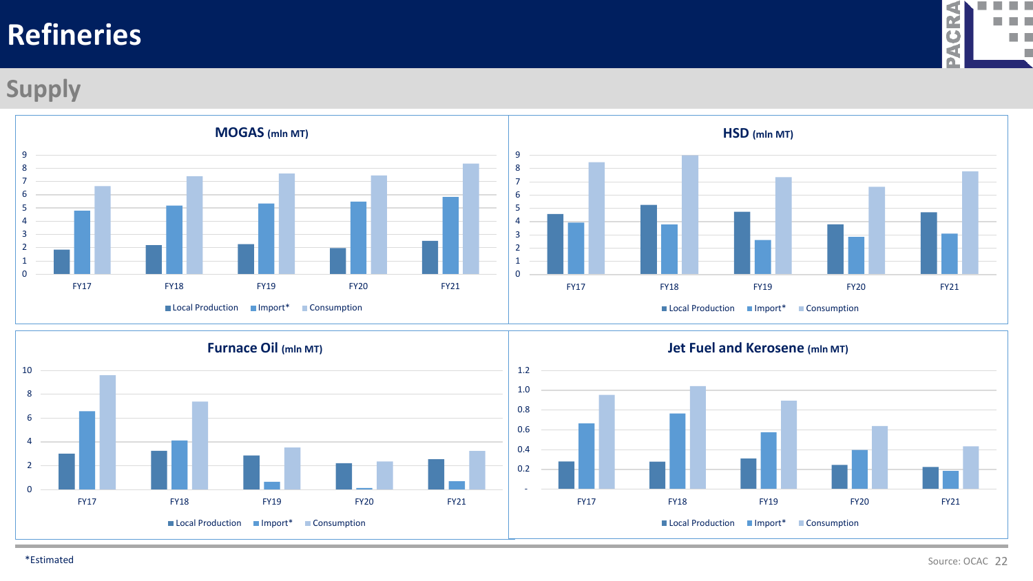# Refineries

## Supply

### MOGAS (mln MT)

| | Local Production | Import* | Consumption |
|---|---|---|---|
| FY17 | ~1.8 | ~4.8 | ~6.6 |
| FY18 | ~2.2 | ~5.1 | ~7.4 |
| FY19 | ~2.2 | ~5.3 | ~7.6 |
| FY20 | ~1.9 | ~5.5 | ~7.4 |
| FY21 | ~2.5 | ~5.8 | ~8.3 |

### HSD (mln MT)

| | Local Production | Import* | Consumption |
|---|---|---|---|
| FY17 | ~4.5 | ~3.9 | ~8.4 |
| FY18 | ~5.2 | ~3.7 | ~8.9 |
| FY19 | ~4.7 | ~2.6 | ~7.3 |
| FY20 | ~3.8 | ~2.8 | ~6.6 |
| FY21 | ~4.6 | ~3.1 | ~7.7 |

### Furnace Oil (mln MT)

| | Local Production | Import* | Consumption |
|---|---|---|---|
| FY17 | ~3.0 | ~6.6 | ~9.6 |
| FY18 | ~3.2 | ~4.1 | ~7.4 |
| FY19 | ~2.8 | ~0.6 | ~3.5 |
| FY20 | ~2.2 | ~0.1 | ~2.3 |
| FY21 | ~2.5 | ~0.7 | ~3.2 |

### Jet Fuel and Kerosene (mln MT)

| | Local Production | Import* | Consumption |
|---|---|---|---|
| FY17 | ~0.27 | ~0.66 | ~0.95 |
| FY18 | ~0.27 | ~0.76 | ~1.03 |
| FY19 | ~0.30 | ~0.57 | ~0.89 |
| FY20 | ~0.24 | ~0.39 | ~0.63 |
| FY21 | ~0.22 | ~0.18 | ~0.43 |

*Estimated

Source: OCAC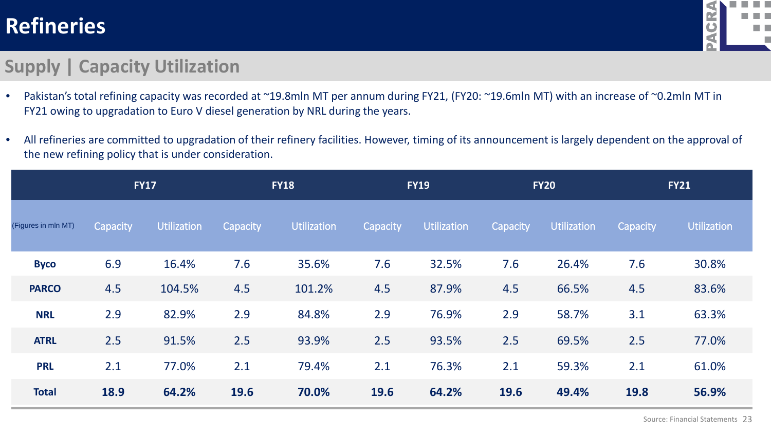# Refineries

## Supply | Capacity Utilization

- Pakistan's total refining capacity was recorded at ~19.8mln MT per annum during FY21, (FY20: ~19.6mln MT) with an increase of ~0.2mln MT in FY21 owing to upgradation to Euro V diesel generation by NRL during the years.
- All refineries are committed to upgradation of their refinery facilities. However, timing of its announcement is largely dependent on the approval of the new refining policy that is under consideration.

| | FY17 | | FY18 | | FY19 | | FY20 | | FY21 | |
|---|---|---|---|---|---|---|---|---|---|---|
| (Figures in mln MT) | Capacity | Utilization | Capacity | Utilization | Capacity | Utilization | Capacity | Utilization | Capacity | Utilization |
| **Byco** | 6.9 | 16.4% | 7.6 | 35.6% | 7.6 | 32.5% | 7.6 | 26.4% | 7.6 | 30.8% |
| **PARCO** | 4.5 | 104.5% | 4.5 | 101.2% | 4.5 | 87.9% | 4.5 | 66.5% | 4.5 | 83.6% |
| **NRL** | 2.9 | 82.9% | 2.9 | 84.8% | 2.9 | 76.9% | 2.9 | 58.7% | 3.1 | 63.3% |
| **ATRL** | 2.5 | 91.5% | 2.5 | 93.9% | 2.5 | 93.5% | 2.5 | 69.5% | 2.5 | 77.0% |
| **PRL** | 2.1 | 77.0% | 2.1 | 79.4% | 2.1 | 76.3% | 2.1 | 59.3% | 2.1 | 61.0% |
| **Total** | **18.9** | **64.2%** | **19.6** | **70.0%** | **19.6** | **64.2%** | **19.6** | **49.4%** | **19.8** | **56.9%** |

Source: Financial Statements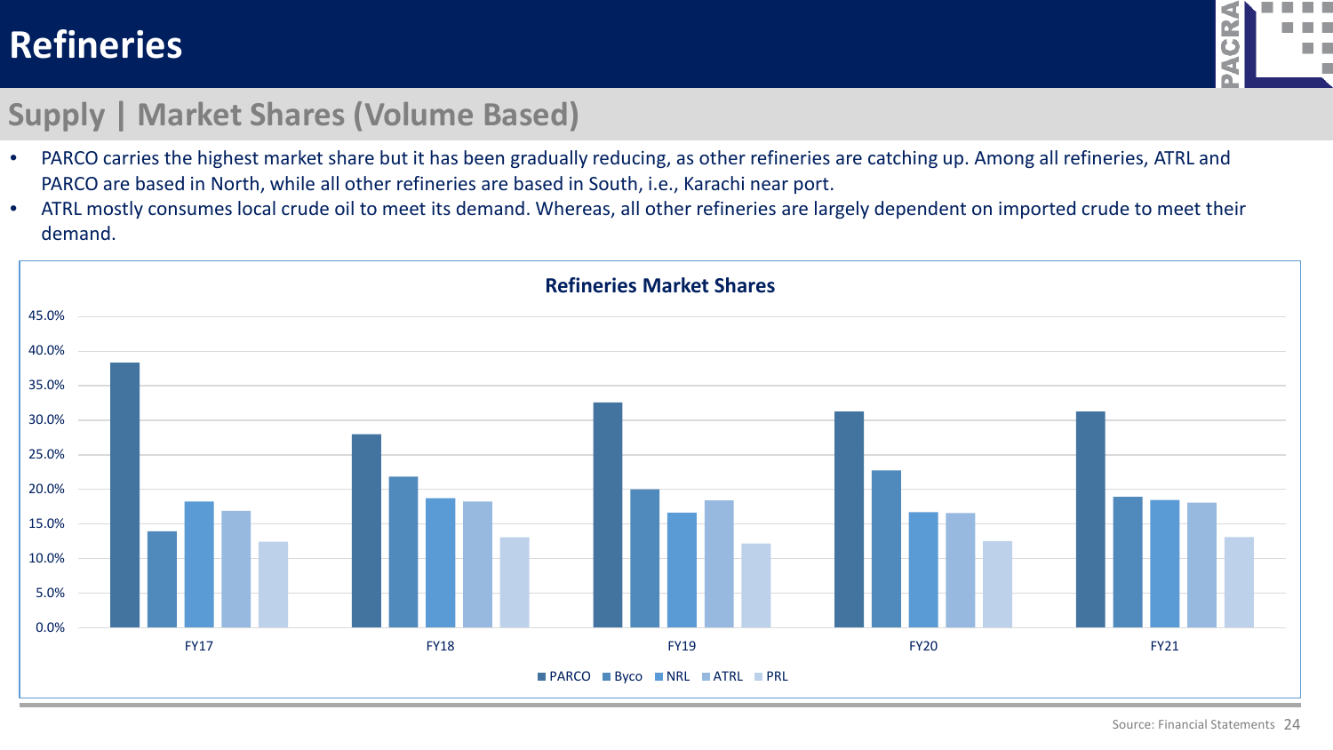# Refineries

## Supply | Market Shares (Volume Based)

- PARCO carries the highest market share but it has been gradually reducing, as other refineries are catching up. Among all refineries, ATRL and PARCO are based in North, while all other refineries are based in South, i.e., Karachi near port.
- ATRL mostly consumes local crude oil to meet its demand. Whereas, all other refineries are largely dependent on imported crude to meet their demand.

**Refineries Market Shares**

| | PARCO | Byco | NRL | ATRL | PRL |
|---|---|---|---|---|---|
| FY17 | 38.3% | 14.0% | 18.2% | 16.9% | 12.4% |
| FY18 | 27.9% | 21.8% | 18.7% | 18.2% | 13.0% |
| FY19 | 32.5% | 20.0% | 16.6% | 18.4% | 12.2% |
| FY20 | 31.2% | 22.7% | 16.7% | 16.6% | 12.5% |
| FY21 | 31.2% | 18.9% | 18.4% | 18.0% | 13.1% |

Source: Financial Statements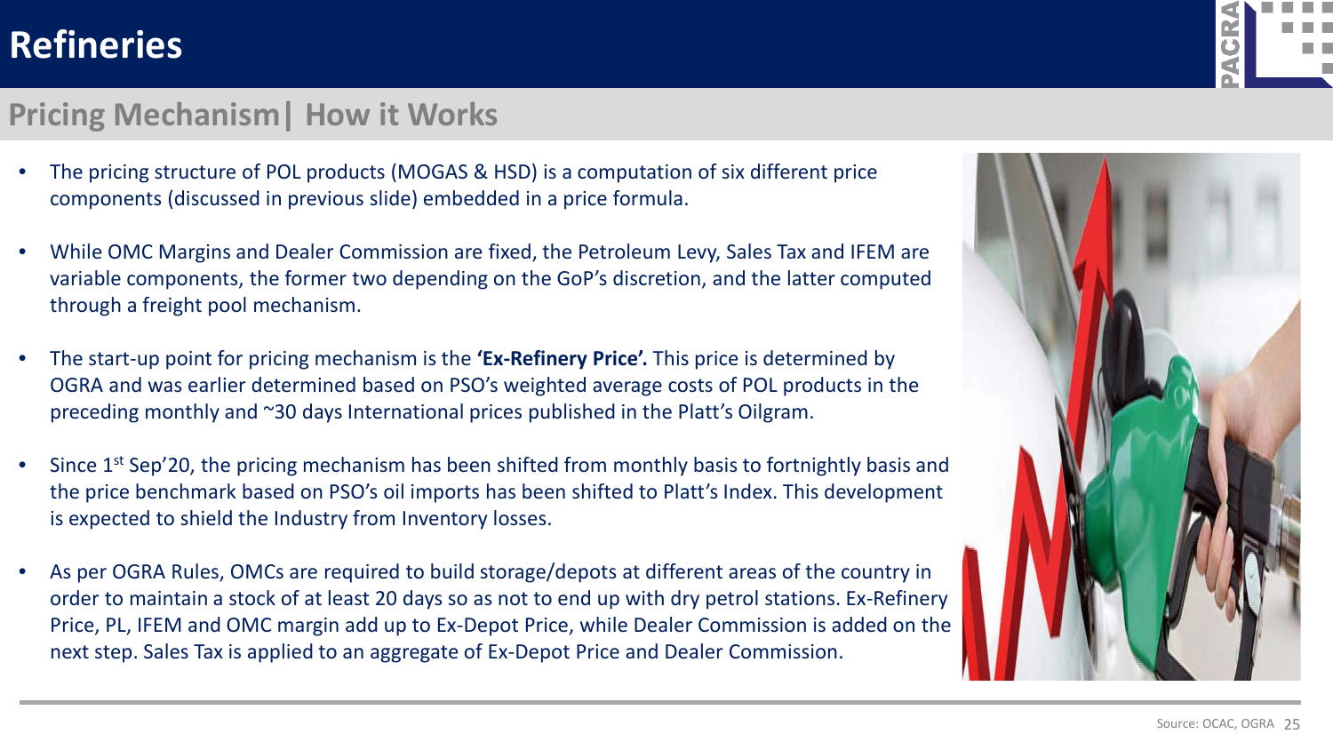# Refineries

## Pricing Mechanism| How it Works

- The pricing structure of POL products (MOGAS & HSD) is a computation of six different price components (discussed in previous slide) embedded in a price formula.
- While OMC Margins and Dealer Commission are fixed, the Petroleum Levy, Sales Tax and IFEM are variable components, the former two depending on the GoP's discretion, and the latter computed through a freight pool mechanism.
- The start-up point for pricing mechanism is the **'Ex-Refinery Price'.** This price is determined by OGRA and was earlier determined based on PSO's weighted average costs of POL products in the preceding monthly and ~30 days International prices published in the Platt's Oilgram.
- Since 1st Sep'20, the pricing mechanism has been shifted from monthly basis to fortnightly basis and the price benchmark based on PSO's oil imports has been shifted to Platt's Index. This development is expected to shield the Industry from Inventory losses.
- As per OGRA Rules, OMCs are required to build storage/depots at different areas of the country in order to maintain a stock of at least 20 days so as not to end up with dry petrol stations. Ex-Refinery Price, PL, IFEM and OMC margin add up to Ex-Depot Price, while Dealer Commission is added on the next step. Sales Tax is applied to an aggregate of Ex-Depot Price and Dealer Commission.

Source: OCAC, OGRA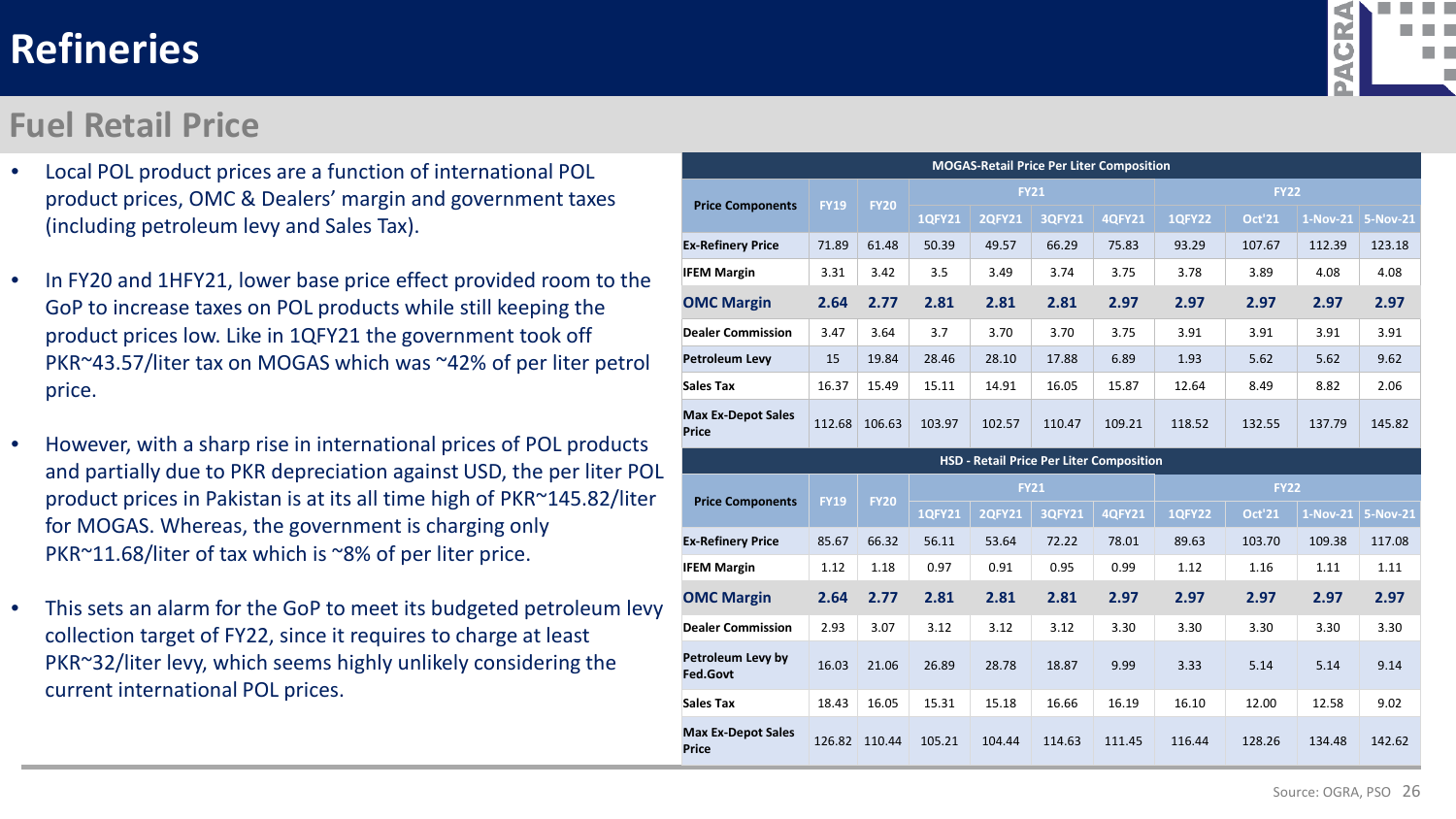# Refineries

## Fuel Retail Price

- Local POL product prices are a function of international POL product prices, OMC & Dealers' margin and government taxes (including petroleum levy and Sales Tax).
- In FY20 and 1HFY21, lower base price effect provided room to the GoP to increase taxes on POL products while still keeping the product prices low. Like in 1QFY21 the government took off PKR~43.57/liter tax on MOGAS which was ~42% of per liter petrol price.
- However, with a sharp rise in international prices of POL products and partially due to PKR depreciation against USD, the per liter POL product prices in Pakistan is at its all time high of PKR~145.82/liter for MOGAS. Whereas, the government is charging only PKR~11.68/liter of tax which is ~8% of per liter price.
- This sets an alarm for the GoP to meet its budgeted petroleum levy collection target of FY22, since it requires to charge at least PKR~32/liter levy, which seems highly unlikely considering the current international POL prices.

**MOGAS-Retail Price Per Liter Composition**

| Price Components | FY19 | FY20 | FY21 | | | | FY22 | | | |
|---|---|---|---|---|---|---|---|---|---|---|
| | | | 1QFY21 | 2QFY21 | 3QFY21 | 4QFY21 | 1QFY22 | Oct'21 | 1-Nov-21 | 5-Nov-21 |
| Ex-Refinery Price | 71.89 | 61.48 | 50.39 | 49.57 | 66.29 | 75.83 | 93.29 | 107.67 | 112.39 | 123.18 |
| IFEM Margin | 3.31 | 3.42 | 3.5 | 3.49 | 3.74 | 3.75 | 3.78 | 3.89 | 4.08 | 4.08 |
| **OMC Margin** | **2.64** | **2.77** | **2.81** | **2.81** | **2.81** | **2.97** | **2.97** | **2.97** | **2.97** | **2.97** |
| Dealer Commission | 3.47 | 3.64 | 3.7 | 3.70 | 3.70 | 3.75 | 3.91 | 3.91 | 3.91 | 3.91 |
| Petroleum Levy | 15 | 19.84 | 28.46 | 28.10 | 17.88 | 6.89 | 1.93 | 5.62 | 5.62 | 9.62 |
| Sales Tax | 16.37 | 15.49 | 15.11 | 14.91 | 16.05 | 15.87 | 12.64 | 8.49 | 8.82 | 2.06 |
| Max Ex-Depot Sales Price | 112.68 | 106.63 | 103.97 | 102.57 | 110.47 | 109.21 | 118.52 | 132.55 | 137.79 | 145.82 |

**HSD - Retail Price Per Liter Composition**

| Price Components | FY19 | FY20 | FY21 | | | | FY22 | | | |
|---|---|---|---|---|---|---|---|---|---|---|
| | | | 1QFY21 | 2QFY21 | 3QFY21 | 4QFY21 | 1QFY22 | Oct'21 | 1-Nov-21 | 5-Nov-21 |
| Ex-Refinery Price | 85.67 | 66.32 | 56.11 | 53.64 | 72.22 | 78.01 | 89.63 | 103.70 | 109.38 | 117.08 |
| IFEM Margin | 1.12 | 1.18 | 0.97 | 0.91 | 0.95 | 0.99 | 1.12 | 1.16 | 1.11 | 1.11 |
| **OMC Margin** | **2.64** | **2.77** | **2.81** | **2.81** | **2.81** | **2.97** | **2.97** | **2.97** | **2.97** | **2.97** |
| Dealer Commission | 2.93 | 3.07 | 3.12 | 3.12 | 3.12 | 3.30 | 3.30 | 3.30 | 3.30 | 3.30 |
| Petroleum Levy by Fed.Govt | 16.03 | 21.06 | 26.89 | 28.78 | 18.87 | 9.99 | 3.33 | 5.14 | 5.14 | 9.14 |
| Sales Tax | 18.43 | 16.05 | 15.31 | 15.18 | 16.66 | 16.19 | 16.10 | 12.00 | 12.58 | 9.02 |
| Max Ex-Depot Sales Price | 126.82 | 110.44 | 105.21 | 104.44 | 114.63 | 111.45 | 116.44 | 128.26 | 134.48 | 142.62 |

Source: OGRA, PSO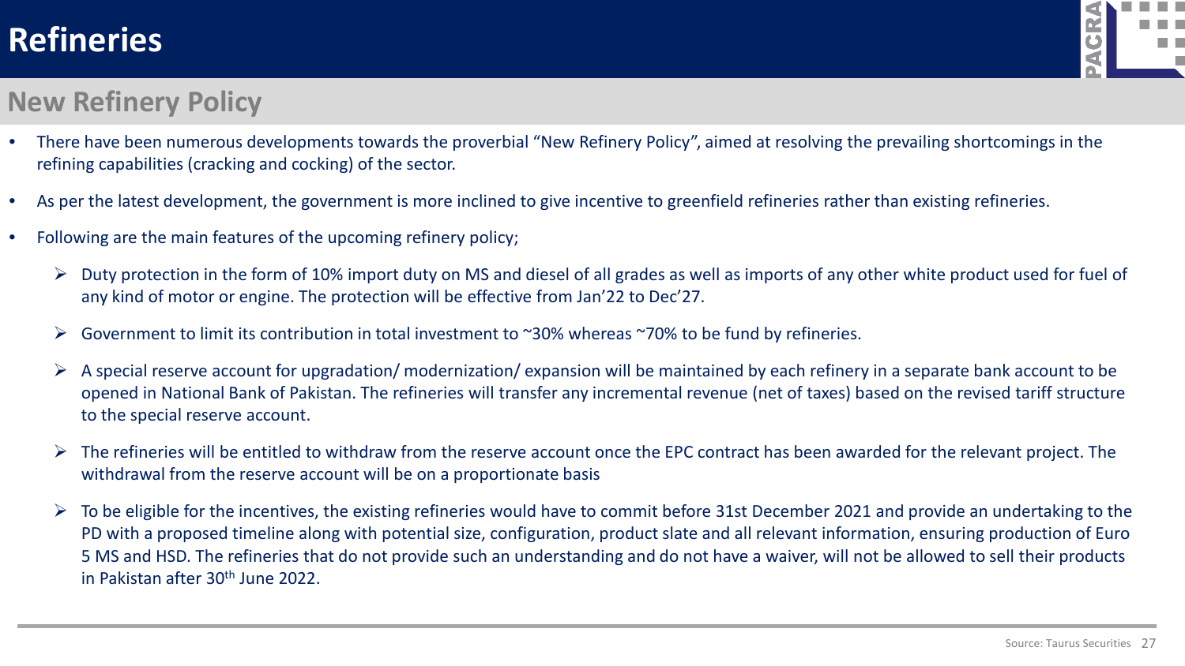# Refineries

## New Refinery Policy

- There have been numerous developments towards the proverbial "New Refinery Policy", aimed at resolving the prevailing shortcomings in the refining capabilities (cracking and cocking) of the sector.
- As per the latest development, the government is more inclined to give incentive to greenfield refineries rather than existing refineries.
- Following are the main features of the upcoming refinery policy;
  - Duty protection in the form of 10% import duty on MS and diesel of all grades as well as imports of any other white product used for fuel of any kind of motor or engine. The protection will be effective from Jan'22 to Dec'27.
  - Government to limit its contribution in total investment to ~30% whereas ~70% to be fund by refineries.
  - A special reserve account for upgradation/ modernization/ expansion will be maintained by each refinery in a separate bank account to be opened in National Bank of Pakistan. The refineries will transfer any incremental revenue (net of taxes) based on the revised tariff structure to the special reserve account.
  - The refineries will be entitled to withdraw from the reserve account once the EPC contract has been awarded for the relevant project. The withdrawal from the reserve account will be on a proportionate basis
  - To be eligible for the incentives, the existing refineries would have to commit before 31st December 2021 and provide an undertaking to the PD with a proposed timeline along with potential size, configuration, product slate and all relevant information, ensuring production of Euro 5 MS and HSD. The refineries that do not provide such an understanding and do not have a waiver, will not be allowed to sell their products in Pakistan after 30th June 2022.

Source: Taurus Securities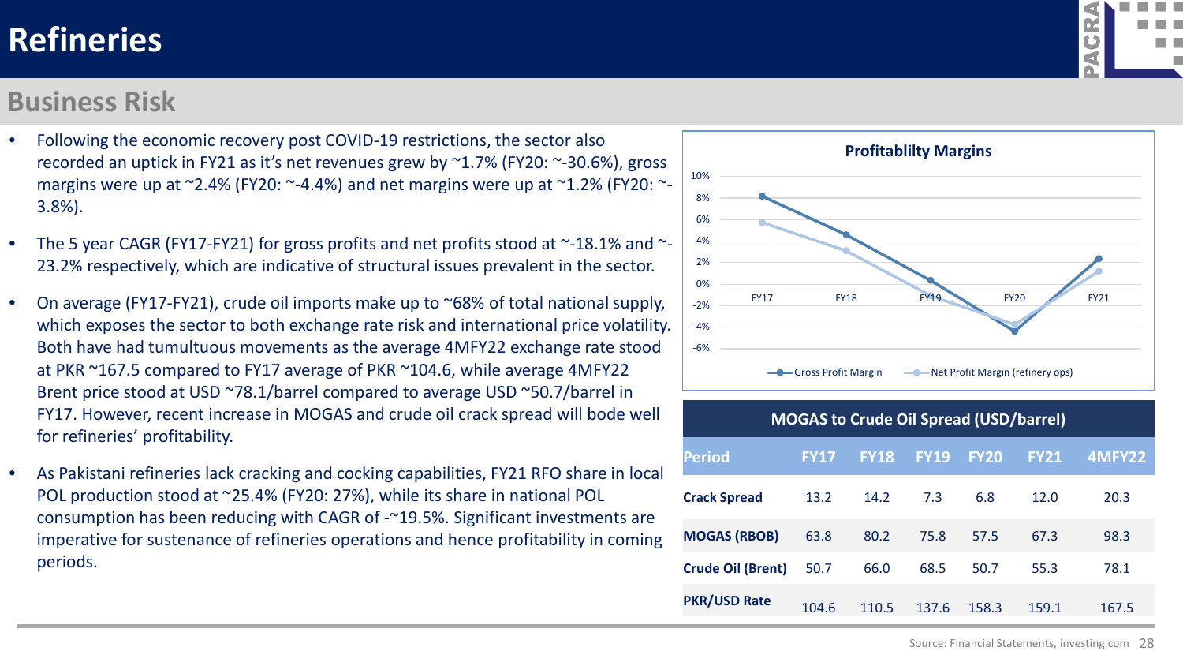# Refineries

## Business Risk

- Following the economic recovery post COVID-19 restrictions, the sector also recorded an uptick in FY21 as it's net revenues grew by ~1.7% (FY20: ~-30.6%), gross margins were up at ~2.4% (FY20: ~-4.4%) and net margins were up at ~1.2% (FY20: ~-3.8%).
- The 5 year CAGR (FY17-FY21) for gross profits and net profits stood at ~-18.1% and ~-23.2% respectively, which are indicative of structural issues prevalent in the sector.
- On average (FY17-FY21), crude oil imports make up to ~68% of total national supply, which exposes the sector to both exchange rate risk and international price volatility. Both have had tumultuous movements as the average 4MFY22 exchange rate stood at PKR ~167.5 compared to FY17 average of PKR ~104.6, while average 4MFY22 Brent price stood at USD ~78.1/barrel compared to average USD ~50.7/barrel in FY17. However, recent increase in MOGAS and crude oil crack spread will bode well for refineries' profitability.
- As Pakistani refineries lack cracking and cocking capabilities, FY21 RFO share in local POL production stood at ~25.4% (FY20: 27%), while its share in national POL consumption has been reducing with CAGR of -~19.5%. Significant investments are imperative for sustenance of refineries operations and hence profitability in coming periods.

**Profitablilty Margins**

Legend: Gross Profit Margin; Net Profit Margin (refinery ops)

**MOGAS to Crude Oil Spread (USD/barrel)**

| Period | FY17 | FY18 | FY19 | FY20 | FY21 | 4MFY22 |
|---|---|---|---|---|---|---|
| Crack Spread | 13.2 | 14.2 | 7.3 | 6.8 | 12.0 | 20.3 |
| MOGAS (RBOB) | 63.8 | 80.2 | 75.8 | 57.5 | 67.3 | 98.3 |
| Crude Oil (Brent) | 50.7 | 66.0 | 68.5 | 50.7 | 55.3 | 78.1 |
| PKR/USD Rate | 104.6 | 110.5 | 137.6 | 158.3 | 159.1 | 167.5 |

Source: Financial Statements, investing.com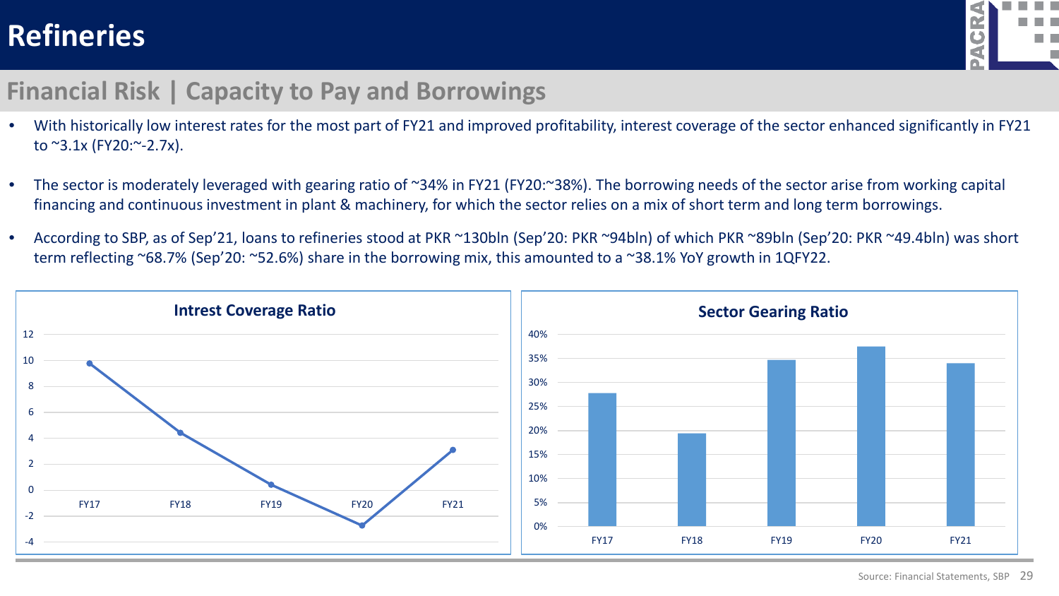# Refineries

## Financial Risk | Capacity to Pay and Borrowings

- With historically low interest rates for the most part of FY21 and improved profitability, interest coverage of the sector enhanced significantly in FY21 to ~3.1x (FY20:~-2.7x).
- The sector is moderately leveraged with gearing ratio of ~34% in FY21 (FY20:~38%). The borrowing needs of the sector arise from working capital financing and continuous investment in plant & machinery, for which the sector relies on a mix of short term and long term borrowings.
- According to SBP, as of Sep'21, loans to refineries stood at PKR ~130bln (Sep'20: PKR ~94bln) of which PKR ~89bln (Sep'20: PKR ~49.4bln) was short term reflecting ~68.7% (Sep'20: ~52.6%) share in the borrowing mix, this amounted to a ~38.1% YoY growth in 1QFY22.

**Intrest Coverage Ratio**

| | FY17 | FY18 | FY19 | FY20 | FY21 |
|---|---|---|---|---|---|
| Interest Coverage (x) | ~9.8 | ~4.4 | ~0.4 | ~-2.7 | ~3.1 |

**Sector Gearing Ratio**

| | FY17 | FY18 | FY19 | FY20 | FY21 |
|---|---|---|---|---|---|
| Gearing Ratio | ~28% | ~19% | ~35% | ~38% | ~34% |

Source: Financial Statements, SBP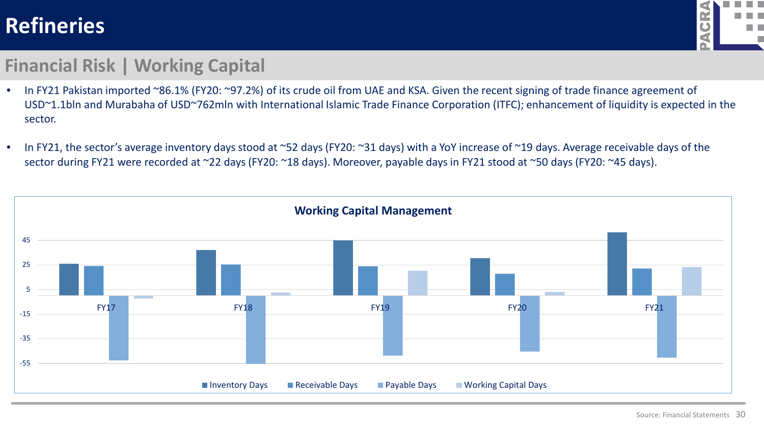# Refineries

## Financial Risk | Working Capital

- In FY21 Pakistan imported ~86.1% (FY20: ~97.2%) of its crude oil from UAE and KSA. Given the recent signing of trade finance agreement of USD~1.1bln and Murabaha of USD~762mln with International Islamic Trade Finance Corporation (ITFC); enhancement of liquidity is expected in the sector.

- In FY21, the sector's average inventory days stood at ~52 days (FY20: ~31 days) with a YoY increase of ~19 days. Average receivable days of the sector during FY21 were recorded at ~22 days (FY20: ~18 days). Moreover, payable days in FY21 stood at ~50 days (FY20: ~45 days).

**Working Capital Management**

Chart categories: FY17, FY18, FY19, FY20, FY21

Series: Inventory Days, Receivable Days, Payable Days, Working Capital Days

Source: Financial Statements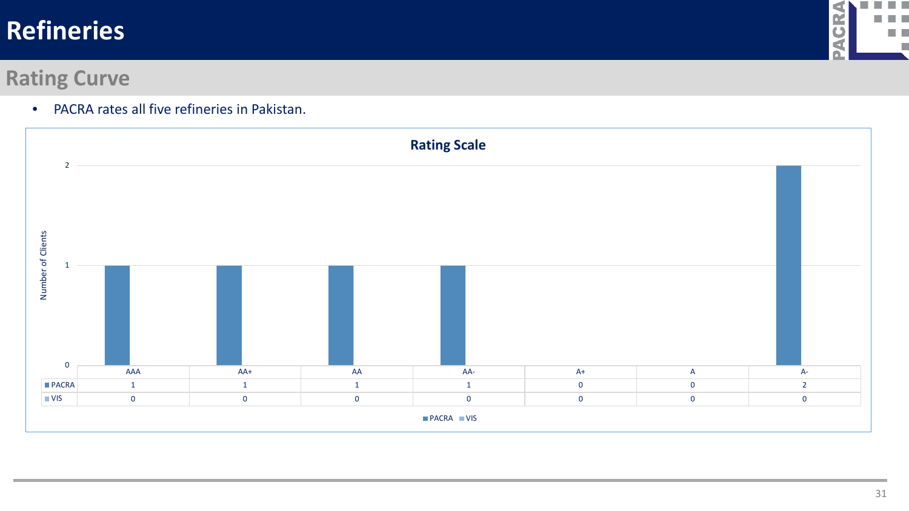# Refineries

## Rating Curve

- PACRA rates all five refineries in Pakistan.

**Rating Scale**

| | AAA | AA+ | AA | AA- | A+ | A | A- |
|---|---|---|---|---|---|---|---|
| PACRA | 1 | 1 | 1 | 1 | 0 | 0 | 2 |
| VIS | 0 | 0 | 0 | 0 | 0 | 0 | 0 |

Number of Clients

PACRA VIS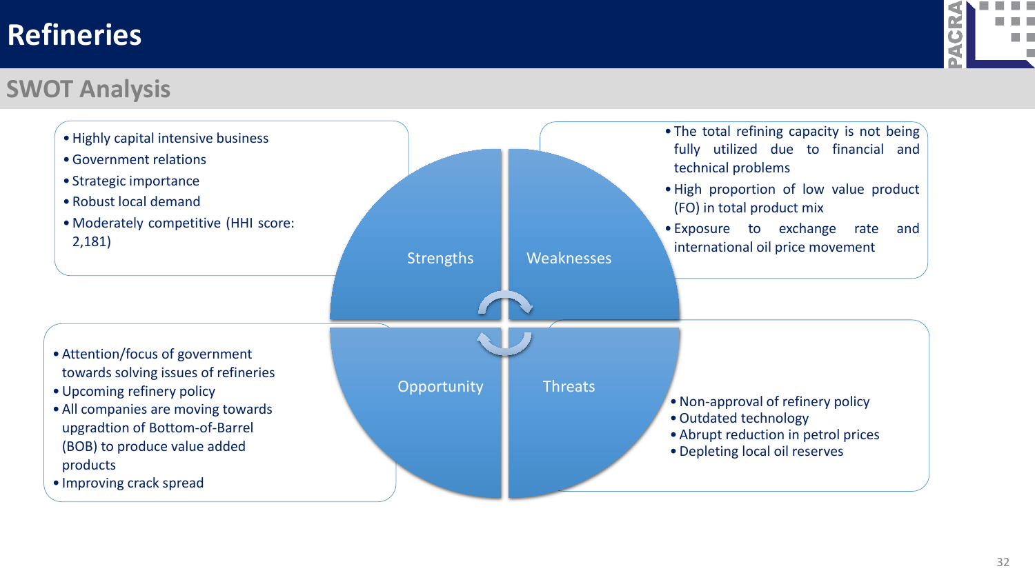# Refineries

## SWOT Analysis

### Strengths

- Highly capital intensive business
- Government relations
- Strategic importance
- Robust local demand
- Moderately competitive (HHI score: 2,181)

### Weaknesses

- The total refining capacity is not being fully utilized due to financial and technical problems
- High proportion of low value product (FO) in total product mix
- Exposure to exchange rate and international oil price movement

### Opportunity

- Attention/focus of government towards solving issues of refineries
- Upcoming refinery policy
- All companies are moving towards upgradtion of Bottom-of-Barrel (BOB) to produce value added products
- Improving crack spread

### Threats

- Non-approval of refinery policy
- Outdated technology
- Abrupt reduction in petrol prices
- Depleting local oil reserves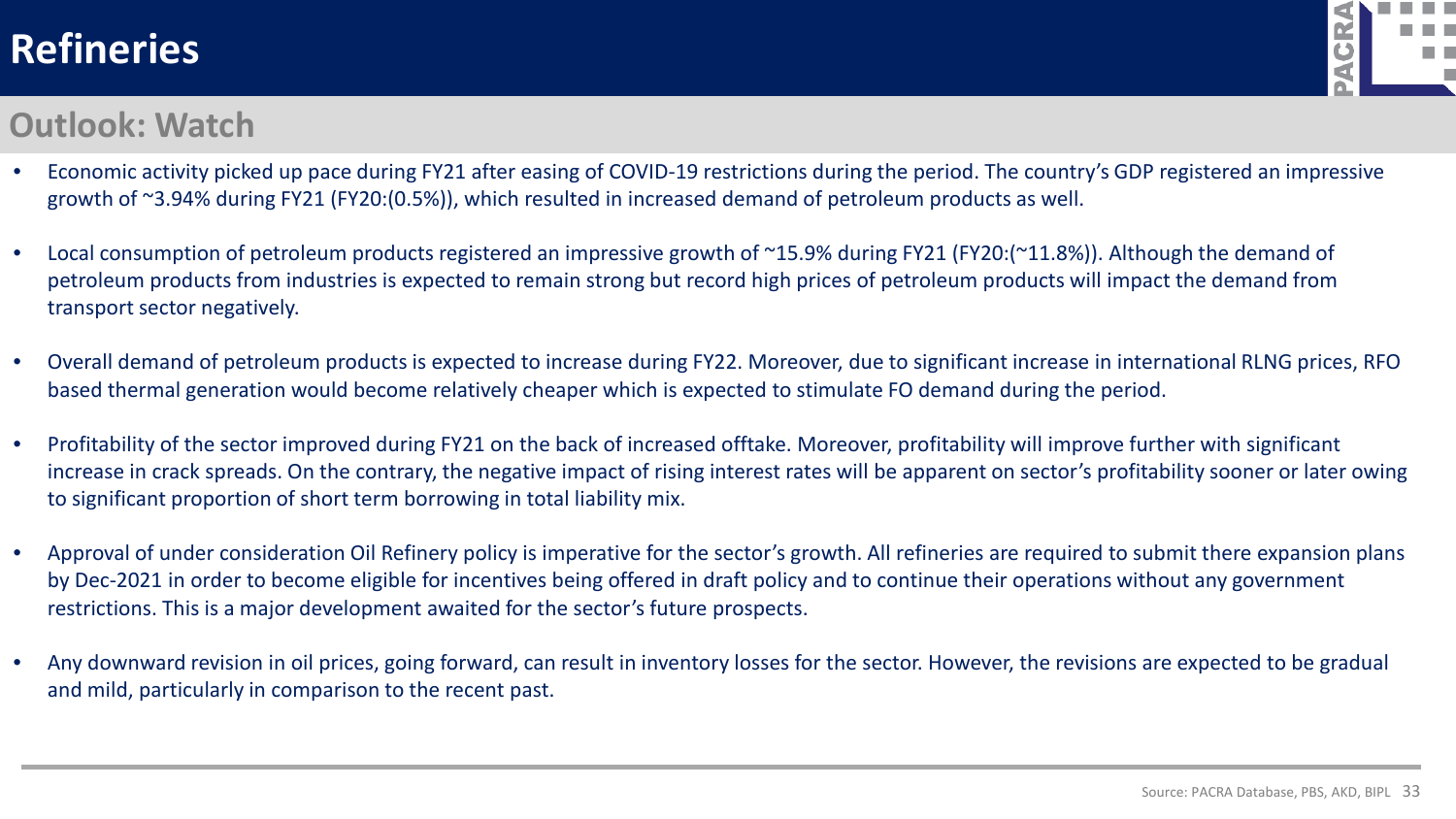# Refineries

## Outlook: Watch

- Economic activity picked up pace during FY21 after easing of COVID-19 restrictions during the period. The country's GDP registered an impressive growth of ~3.94% during FY21 (FY20:(0.5%)), which resulted in increased demand of petroleum products as well.

- Local consumption of petroleum products registered an impressive growth of ~15.9% during FY21 (FY20:(~11.8%)). Although the demand of petroleum products from industries is expected to remain strong but record high prices of petroleum products will impact the demand from transport sector negatively.

- Overall demand of petroleum products is expected to increase during FY22. Moreover, due to significant increase in international RLNG prices, RFO based thermal generation would become relatively cheaper which is expected to stimulate FO demand during the period.

- Profitability of the sector improved during FY21 on the back of increased offtake. Moreover, profitability will improve further with significant increase in crack spreads. On the contrary, the negative impact of rising interest rates will be apparent on sector's profitability sooner or later owing to significant proportion of short term borrowing in total liability mix.

- Approval of under consideration Oil Refinery policy is imperative for the sector's growth. All refineries are required to submit there expansion plans by Dec-2021 in order to become eligible for incentives being offered in draft policy and to continue their operations without any government restrictions. This is a major development awaited for the sector's future prospects.

- Any downward revision in oil prices, going forward, can result in inventory losses for the sector. However, the revisions are expected to be gradual and mild, particularly in comparison to the recent past.

Source: PACRA Database, PBS, AKD, BIPL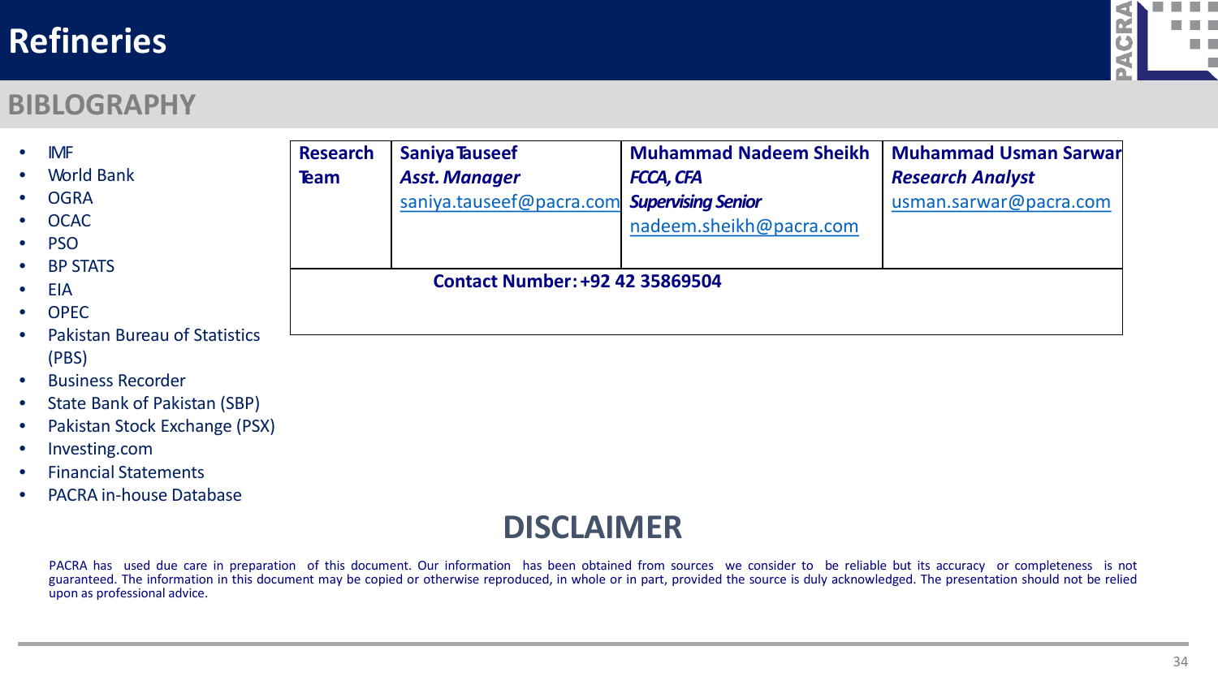# Refineries

## BIBLOGRAPHY

- IMF
- World Bank
- OGRA
- OCAC
- PSO
- BP STATS
- EIA
- OPEC
- Pakistan Bureau of Statistics (PBS)
- Business Recorder
- State Bank of Pakistan (SBP)
- Pakistan Stock Exchange (PSX)
- Investing.com
- Financial Statements
- PACRA in-house Database

| | | | |
|---|---|---|---|
| **Research Team** | **Saniya Tauseef**<br>***Asst. Manager***<br>saniya.tauseef@pacra.com | **Muhammad Nadeem Sheikh**<br>***FCCA, CFA***<br>***Supervising Senior***<br>nadeem.sheikh@pacra.com | **Muhammad Usman Sarwar**<br>***Research Analyst***<br>usman.sarwar@pacra.com |
| **Contact Number: +92 42 35869504** | | | |

## DISCLAIMER

PACRA has used due care in preparation of this document. Our information has been obtained from sources we consider to be reliable but its accuracy or completeness is not guaranteed. The information in this document may be copied or otherwise reproduced, in whole or in part, provided the source is duly acknowledged. The presentation should not be relied upon as professional advice.